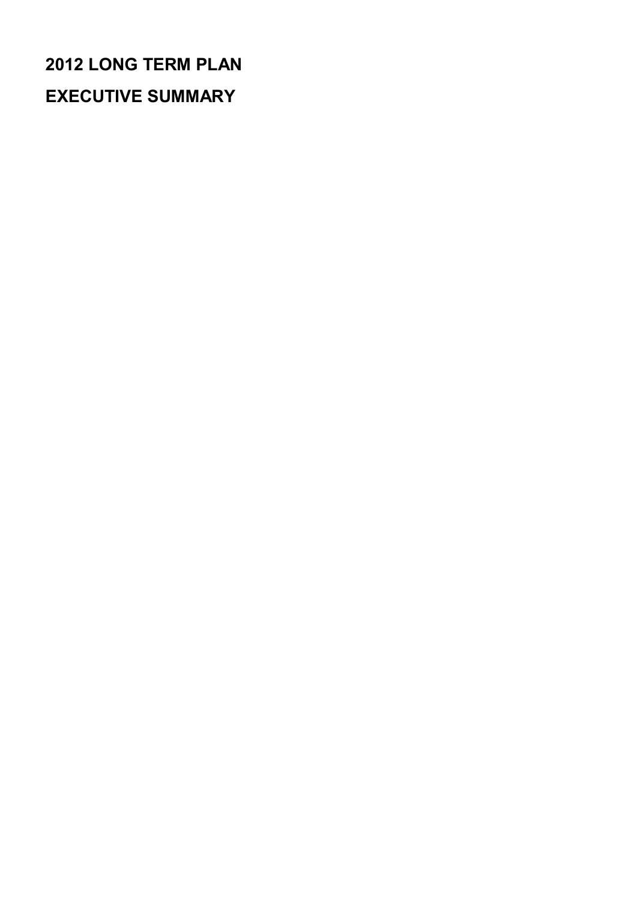# 2012 LONG TERM PLAN

# EXECUTIVE SUMMARY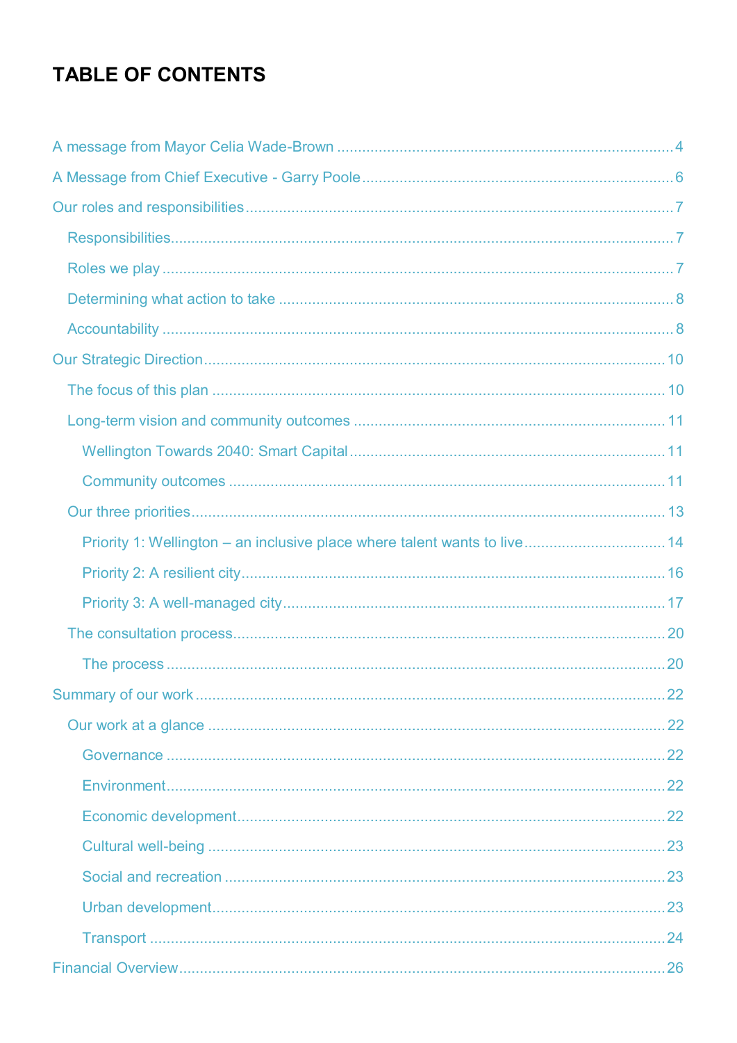# TABLE OF CONTENTS

- A message from Mayor Celia Wade-Brown .......... 4
- A Message from Chief Executive - Garry Poole .......... 6
- Our roles and responsibilities .......... 7
  - Responsibilities .......... 7
  - Roles we play .......... 7
  - Determining what action to take .......... 8
  - Accountability .......... 8
- Our Strategic Direction .......... 10
  - The focus of this plan .......... 10
  - Long-term vision and community outcomes .......... 11
    - Wellington Towards 2040: Smart Capital .......... 11
    - Community outcomes .......... 11
  - Our three priorities .......... 13
    - Priority 1: Wellington – an inclusive place where talent wants to live .......... 14
    - Priority 2: A resilient city .......... 16
    - Priority 3: A well-managed city .......... 17
  - The consultation process .......... 20
    - The process .......... 20
- Summary of our work .......... 22
  - Our work at a glance .......... 22
    - Governance .......... 22
    - Environment .......... 22
    - Economic development .......... 22
    - Cultural well-being .......... 23
    - Social and recreation .......... 23
    - Urban development .......... 23
    - Transport .......... 24
- Financial Overview .......... 26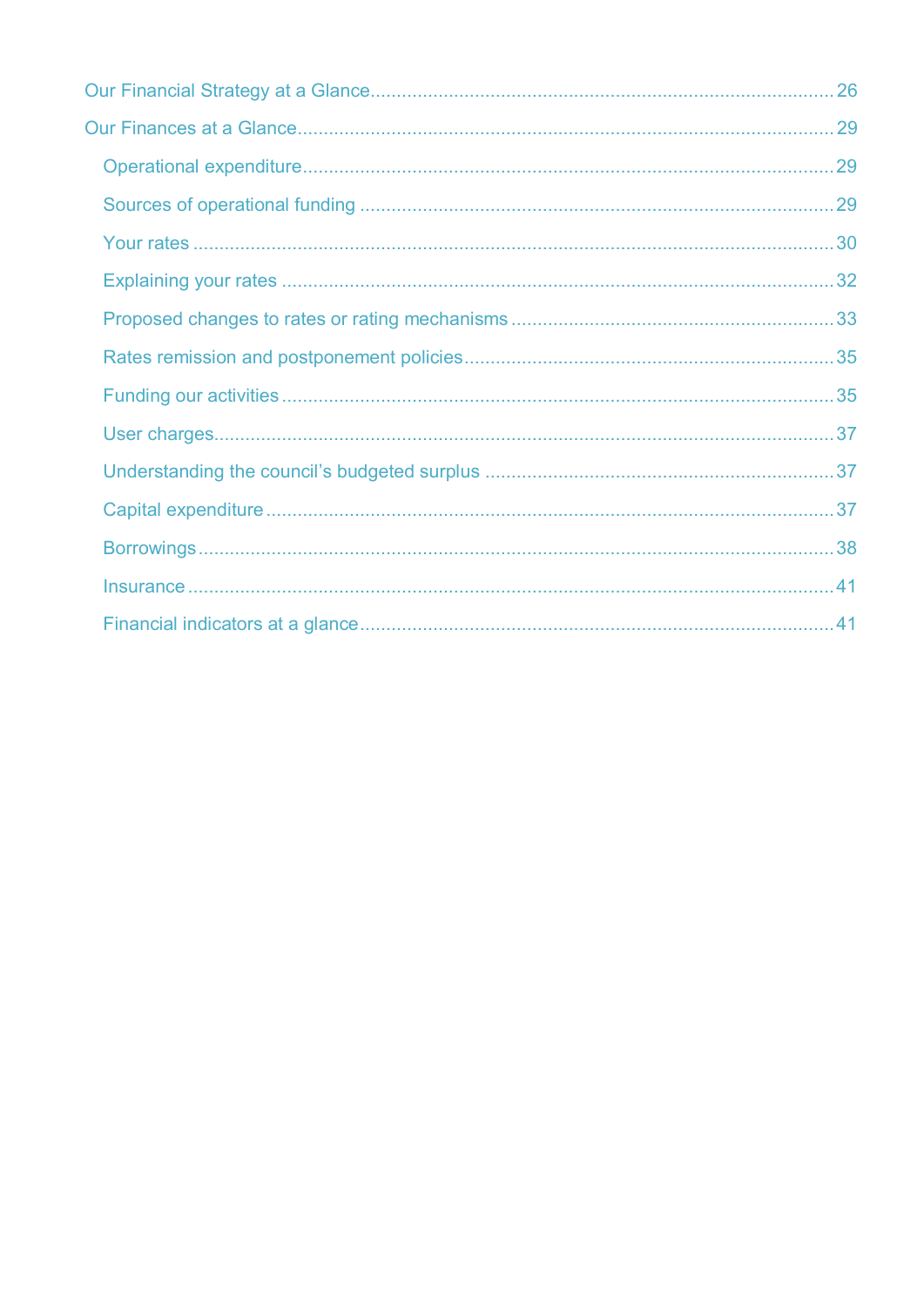Our Financial Strategy at a Glance........................................................................................26

Our Finances at a Glance.......................................................................................................29

- Operational expenditure.....................................................................................................29
- Sources of operational funding .........................................................................................29
- Your rates ..........................................................................................................................30
- Explaining your rates ........................................................................................................32
- Proposed changes to rates or rating mechanisms ............................................................33
- Rates remission and postponement policies......................................................................35
- Funding our activities ........................................................................................................35
- User charges......................................................................................................................37
- Understanding the council's budgeted surplus ..................................................................37
- Capital expenditure............................................................................................................37
- Borrowings.........................................................................................................................38
- Insurance ...........................................................................................................................41
- Financial indicators at a glance.........................................................................................41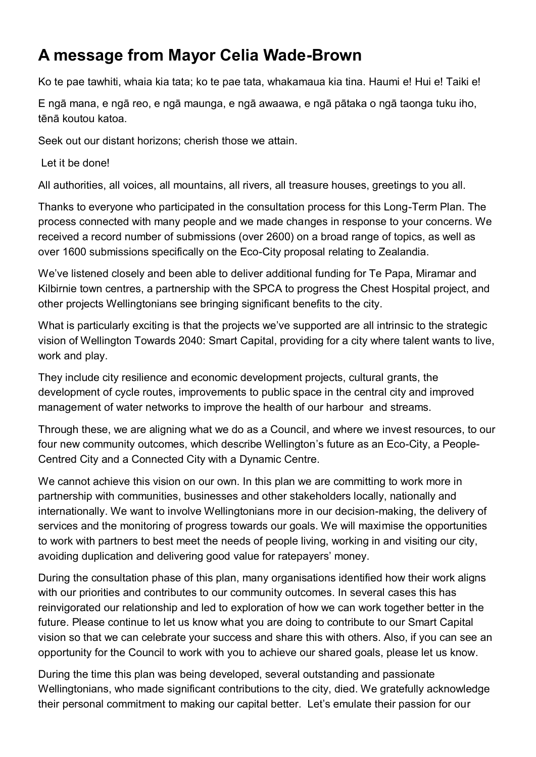## A message from Mayor Celia Wade-Brown

Ko te pae tawhiti, whaia kia tata; ko te pae tata, whakamaua kia tina. Haumi e! Hui e! Taiki e!

E ngā mana, e ngā reo, e ngā maunga, e ngā awaawa, e ngā pātaka o ngā taonga tuku iho, tēnā koutou katoa.

Seek out our distant horizons; cherish those we attain.

Let it be done!

All authorities, all voices, all mountains, all rivers, all treasure houses, greetings to you all.

Thanks to everyone who participated in the consultation process for this Long-Term Plan. The process connected with many people and we made changes in response to your concerns. We received a record number of submissions (over 2600) on a broad range of topics, as well as over 1600 submissions specifically on the Eco-City proposal relating to Zealandia.

We've listened closely and been able to deliver additional funding for Te Papa, Miramar and Kilbirnie town centres, a partnership with the SPCA to progress the Chest Hospital project, and other projects Wellingtonians see bringing significant benefits to the city.

What is particularly exciting is that the projects we've supported are all intrinsic to the strategic vision of Wellington Towards 2040: Smart Capital, providing for a city where talent wants to live, work and play.

They include city resilience and economic development projects, cultural grants, the development of cycle routes, improvements to public space in the central city and improved management of water networks to improve the health of our harbour and streams.

Through these, we are aligning what we do as a Council, and where we invest resources, to our four new community outcomes, which describe Wellington's future as an Eco-City, a People-Centred City and a Connected City with a Dynamic Centre.

We cannot achieve this vision on our own. In this plan we are committing to work more in partnership with communities, businesses and other stakeholders locally, nationally and internationally. We want to involve Wellingtonians more in our decision-making, the delivery of services and the monitoring of progress towards our goals. We will maximise the opportunities to work with partners to best meet the needs of people living, working in and visiting our city, avoiding duplication and delivering good value for ratepayers' money.

During the consultation phase of this plan, many organisations identified how their work aligns with our priorities and contributes to our community outcomes. In several cases this has reinvigorated our relationship and led to exploration of how we can work together better in the future. Please continue to let us know what you are doing to contribute to our Smart Capital vision so that we can celebrate your success and share this with others. Also, if you can see an opportunity for the Council to work with you to achieve our shared goals, please let us know.

During the time this plan was being developed, several outstanding and passionate Wellingtonians, who made significant contributions to the city, died. We gratefully acknowledge their personal commitment to making our capital better. Let's emulate their passion for our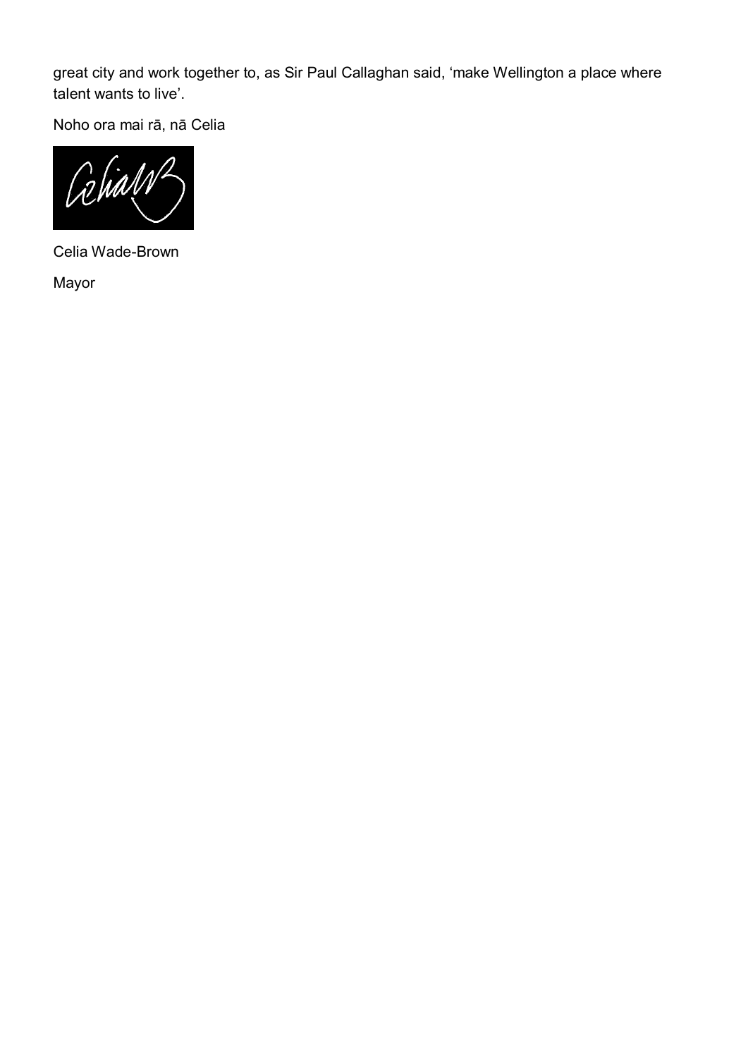great city and work together to, as Sir Paul Callaghan said, 'make Wellington a place where talent wants to live'.

Noho ora mai rā, nā Celia

Celia Wade-Brown

Mayor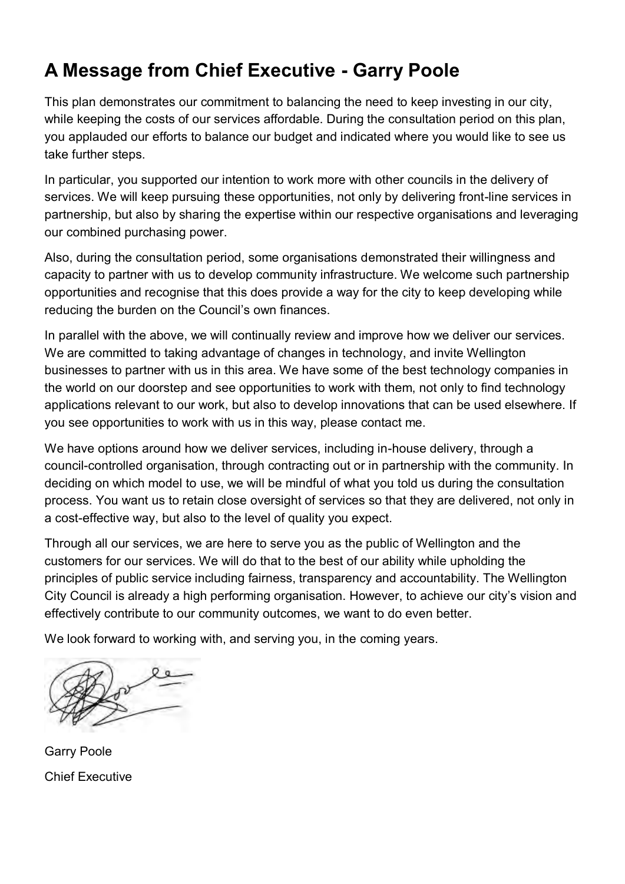# A Message from Chief Executive - Garry Poole

This plan demonstrates our commitment to balancing the need to keep investing in our city, while keeping the costs of our services affordable. During the consultation period on this plan, you applauded our efforts to balance our budget and indicated where you would like to see us take further steps.

In particular, you supported our intention to work more with other councils in the delivery of services. We will keep pursuing these opportunities, not only by delivering front-line services in partnership, but also by sharing the expertise within our respective organisations and leveraging our combined purchasing power.

Also, during the consultation period, some organisations demonstrated their willingness and capacity to partner with us to develop community infrastructure. We welcome such partnership opportunities and recognise that this does provide a way for the city to keep developing while reducing the burden on the Council's own finances.

In parallel with the above, we will continually review and improve how we deliver our services. We are committed to taking advantage of changes in technology, and invite Wellington businesses to partner with us in this area. We have some of the best technology companies in the world on our doorstep and see opportunities to work with them, not only to find technology applications relevant to our work, but also to develop innovations that can be used elsewhere. If you see opportunities to work with us in this way, please contact me.

We have options around how we deliver services, including in-house delivery, through a council-controlled organisation, through contracting out or in partnership with the community. In deciding on which model to use, we will be mindful of what you told us during the consultation process. You want us to retain close oversight of services so that they are delivered, not only in a cost-effective way, but also to the level of quality you expect.

Through all our services, we are here to serve you as the public of Wellington and the customers for our services. We will do that to the best of our ability while upholding the principles of public service including fairness, transparency and accountability. The Wellington City Council is already a high performing organisation. However, to achieve our city's vision and effectively contribute to our community outcomes, we want to do even better.

We look forward to working with, and serving you, in the coming years.

Garry Poole

Chief Executive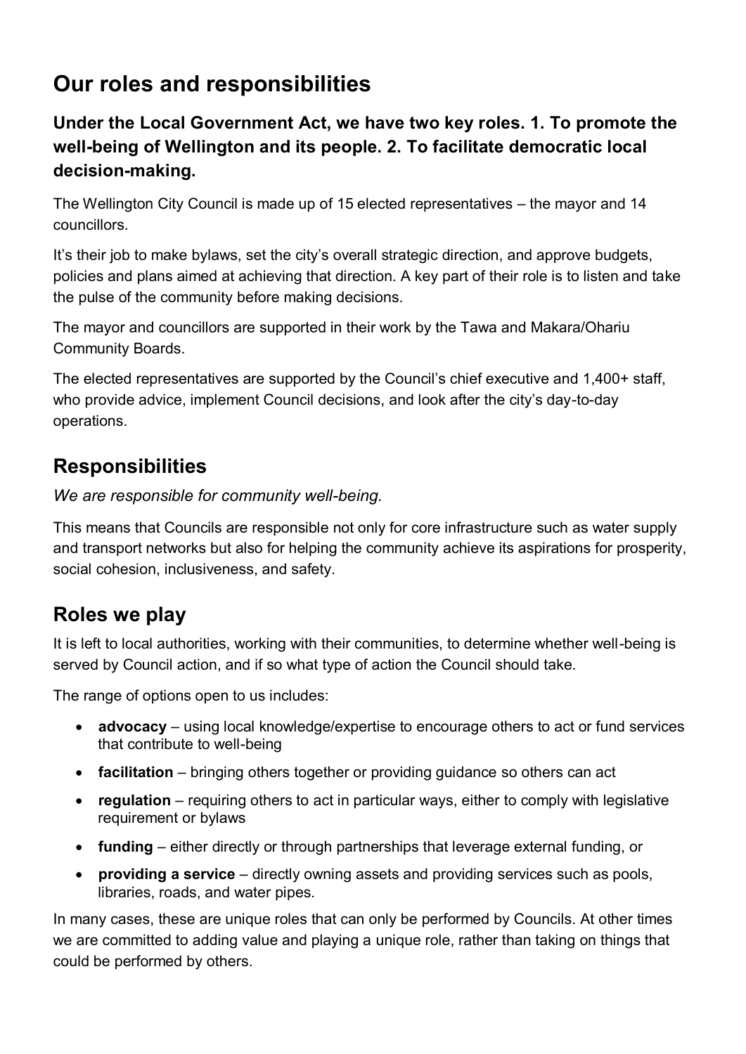# Our roles and responsibilities

### Under the Local Government Act, we have two key roles. 1. To promote the well-being of Wellington and its people. 2. To facilitate democratic local decision-making.

The Wellington City Council is made up of 15 elected representatives – the mayor and 14 councillors.

It's their job to make bylaws, set the city's overall strategic direction, and approve budgets, policies and plans aimed at achieving that direction. A key part of their role is to listen and take the pulse of the community before making decisions.

The mayor and councillors are supported in their work by the Tawa and Makara/Ohariu Community Boards.

The elected representatives are supported by the Council's chief executive and 1,400+ staff, who provide advice, implement Council decisions, and look after the city's day-to-day operations.

## Responsibilities

*We are responsible for community well-being.*

This means that Councils are responsible not only for core infrastructure such as water supply and transport networks but also for helping the community achieve its aspirations for prosperity, social cohesion, inclusiveness, and safety.

## Roles we play

It is left to local authorities, working with their communities, to determine whether well-being is served by Council action, and if so what type of action the Council should take.

The range of options open to us includes:

- **advocacy** – using local knowledge/expertise to encourage others to act or fund services that contribute to well-being
- **facilitation** – bringing others together or providing guidance so others can act
- **regulation** – requiring others to act in particular ways, either to comply with legislative requirement or bylaws
- **funding** – either directly or through partnerships that leverage external funding, or
- **providing a service** – directly owning assets and providing services such as pools, libraries, roads, and water pipes.

In many cases, these are unique roles that can only be performed by Councils. At other times we are committed to adding value and playing a unique role, rather than taking on things that could be performed by others.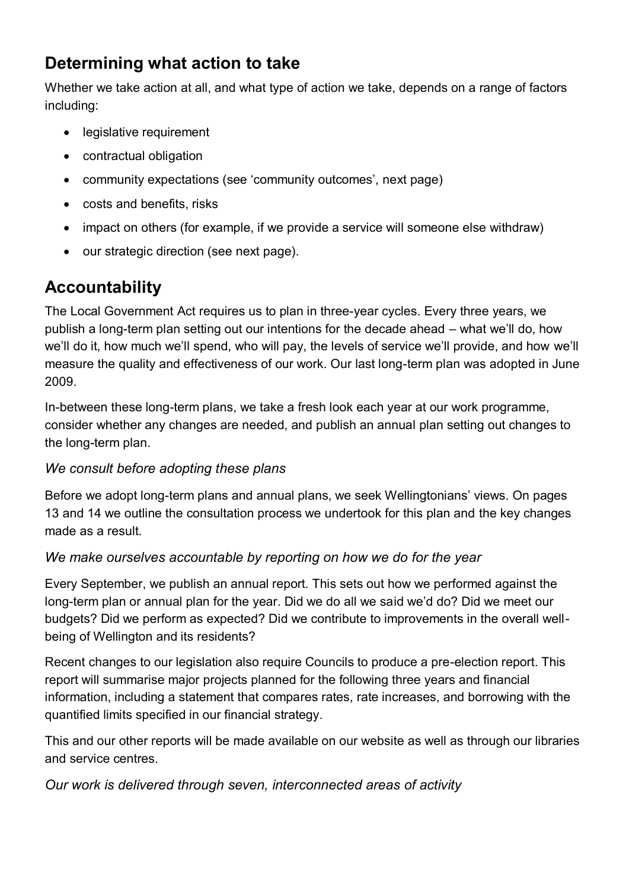## Determining what action to take

Whether we take action at all, and what type of action we take, depends on a range of factors including:

- legislative requirement
- contractual obligation
- community expectations (see 'community outcomes', next page)
- costs and benefits, risks
- impact on others (for example, if we provide a service will someone else withdraw)
- our strategic direction (see next page).

## Accountability

The Local Government Act requires us to plan in three-year cycles. Every three years, we publish a long-term plan setting out our intentions for the decade ahead – what we'll do, how we'll do it, how much we'll spend, who will pay, the levels of service we'll provide, and how we'll measure the quality and effectiveness of our work. Our last long-term plan was adopted in June 2009.

In-between these long-term plans, we take a fresh look each year at our work programme, consider whether any changes are needed, and publish an annual plan setting out changes to the long-term plan.

### *We consult before adopting these plans*

Before we adopt long-term plans and annual plans, we seek Wellingtonians' views. On pages 13 and 14 we outline the consultation process we undertook for this plan and the key changes made as a result.

### *We make ourselves accountable by reporting on how we do for the year*

Every September, we publish an annual report. This sets out how we performed against the long-term plan or annual plan for the year. Did we do all we said we'd do? Did we meet our budgets? Did we perform as expected? Did we contribute to improvements in the overall well-being of Wellington and its residents?

Recent changes to our legislation also require Councils to produce a pre-election report. This report will summarise major projects planned for the following three years and financial information, including a statement that compares rates, rate increases, and borrowing with the quantified limits specified in our financial strategy.

This and our other reports will be made available on our website as well as through our libraries and service centres.

### *Our work is delivered through seven, interconnected areas of activity*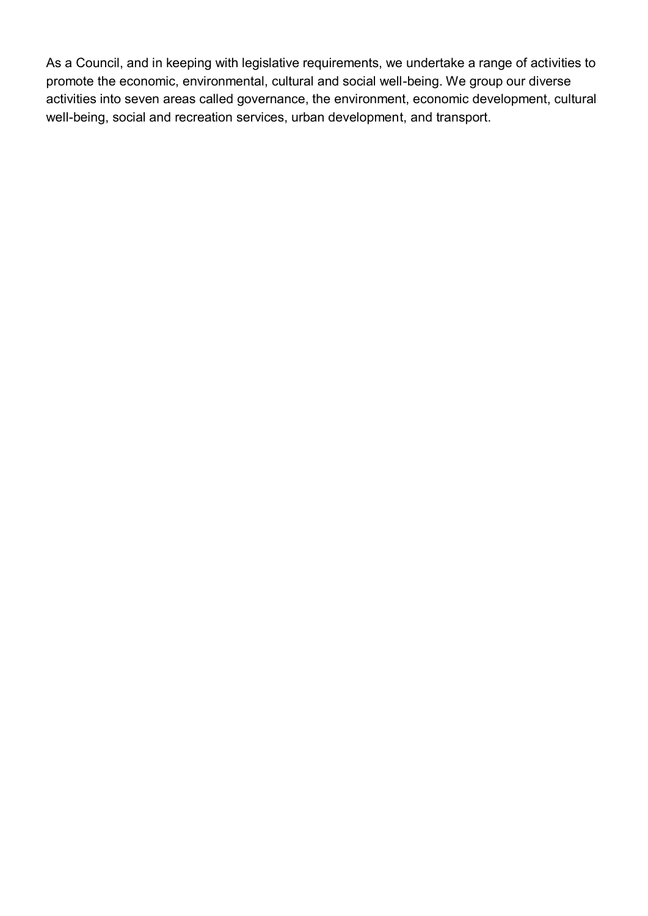As a Council, and in keeping with legislative requirements, we undertake a range of activities to promote the economic, environmental, cultural and social well-being. We group our diverse activities into seven areas called governance, the environment, economic development, cultural well-being, social and recreation services, urban development, and transport.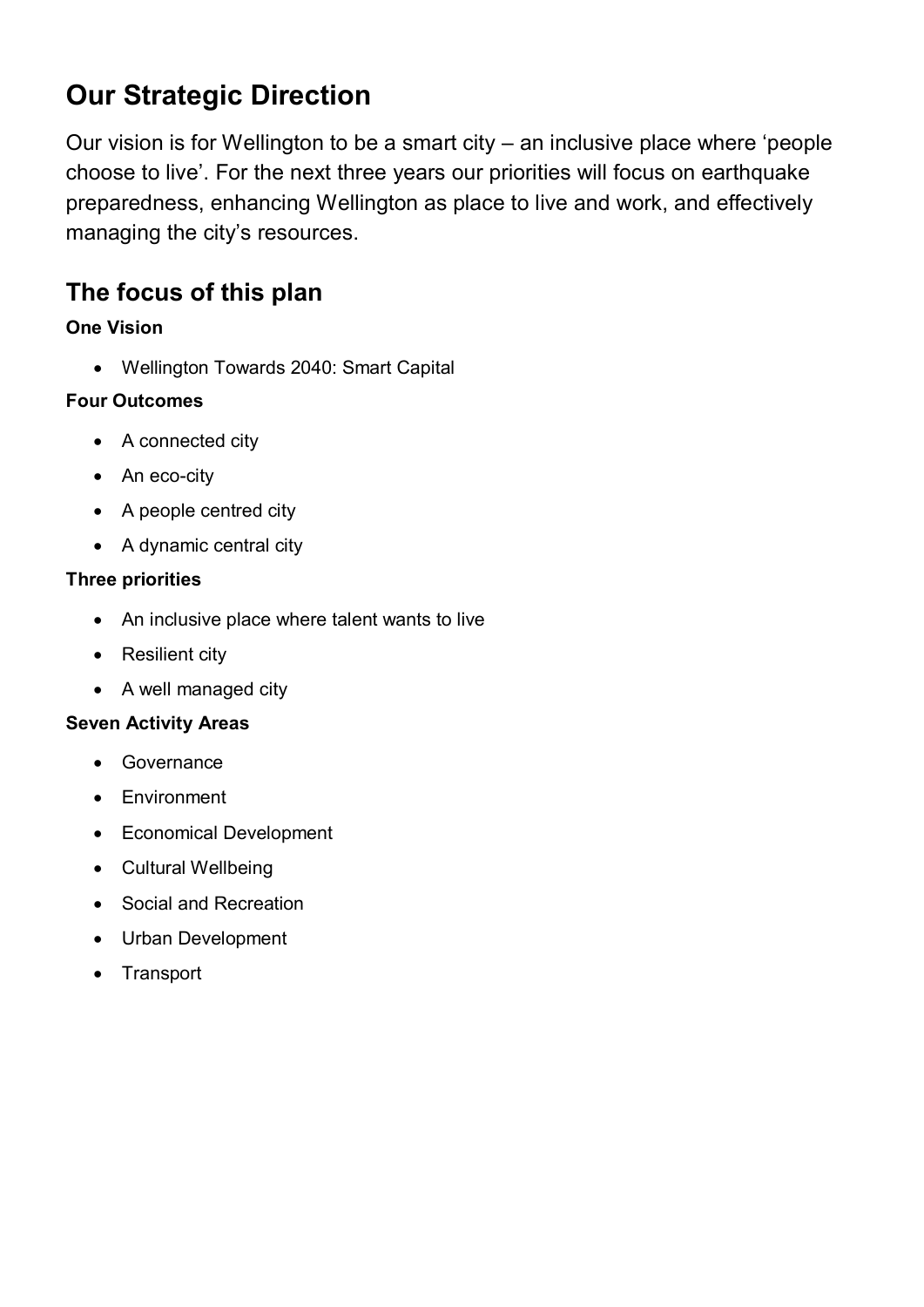## Our Strategic Direction

Our vision is for Wellington to be a smart city – an inclusive place where 'people choose to live'. For the next three years our priorities will focus on earthquake preparedness, enhancing Wellington as place to live and work, and effectively managing the city's resources.

### The focus of this plan

**One Vision**

- Wellington Towards 2040: Smart Capital

**Four Outcomes**

- A connected city
- An eco-city
- A people centred city
- A dynamic central city

**Three priorities**

- An inclusive place where talent wants to live
- Resilient city
- A well managed city

**Seven Activity Areas**

- Governance
- Environment
- Economical Development
- Cultural Wellbeing
- Social and Recreation
- Urban Development
- Transport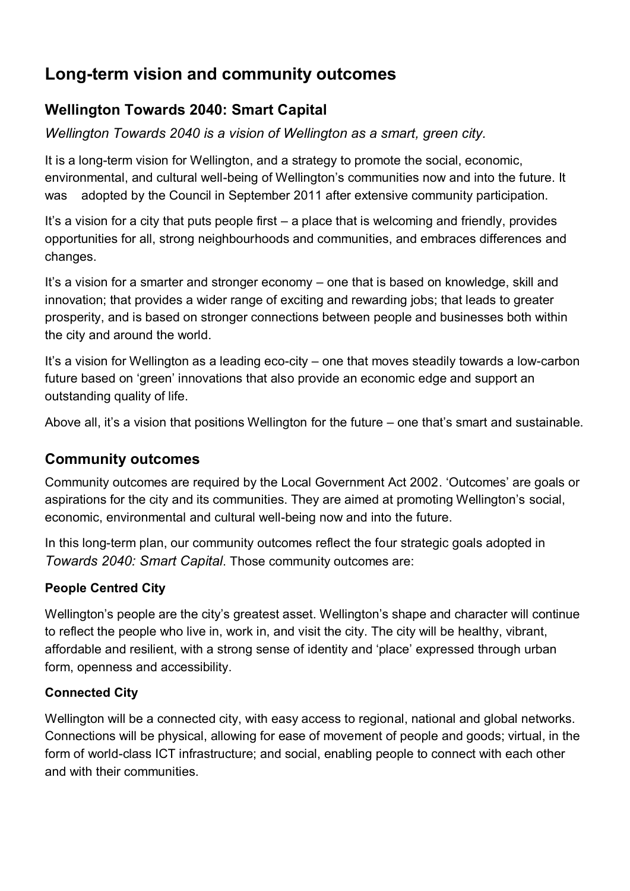# Long-term vision and community outcomes

## Wellington Towards 2040: Smart Capital

*Wellington Towards 2040 is a vision of Wellington as a smart, green city.*

It is a long-term vision for Wellington, and a strategy to promote the social, economic, environmental, and cultural well-being of Wellington's communities now and into the future. It was adopted by the Council in September 2011 after extensive community participation.

It's a vision for a city that puts people first – a place that is welcoming and friendly, provides opportunities for all, strong neighbourhoods and communities, and embraces differences and changes.

It's a vision for a smarter and stronger economy – one that is based on knowledge, skill and innovation; that provides a wider range of exciting and rewarding jobs; that leads to greater prosperity, and is based on stronger connections between people and businesses both within the city and around the world.

It's a vision for Wellington as a leading eco-city – one that moves steadily towards a low-carbon future based on 'green' innovations that also provide an economic edge and support an outstanding quality of life.

Above all, it's a vision that positions Wellington for the future – one that's smart and sustainable.

## Community outcomes

Community outcomes are required by the Local Government Act 2002. 'Outcomes' are goals or aspirations for the city and its communities. They are aimed at promoting Wellington's social, economic, environmental and cultural well-being now and into the future.

In this long-term plan, our community outcomes reflect the four strategic goals adopted in *Towards 2040: Smart Capital*. Those community outcomes are:

**People Centred City**

Wellington's people are the city's greatest asset. Wellington's shape and character will continue to reflect the people who live in, work in, and visit the city. The city will be healthy, vibrant, affordable and resilient, with a strong sense of identity and 'place' expressed through urban form, openness and accessibility.

**Connected City**

Wellington will be a connected city, with easy access to regional, national and global networks. Connections will be physical, allowing for ease of movement of people and goods; virtual, in the form of world-class ICT infrastructure; and social, enabling people to connect with each other and with their communities.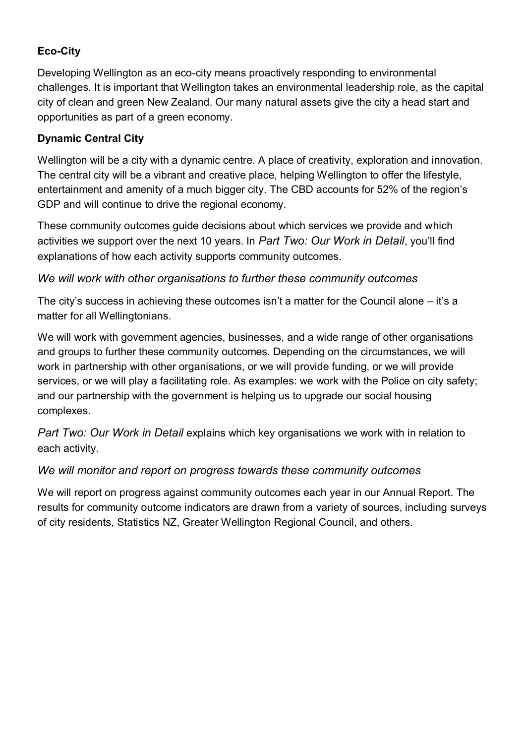**Eco-City**

Developing Wellington as an eco-city means proactively responding to environmental challenges. It is important that Wellington takes an environmental leadership role, as the capital city of clean and green New Zealand. Our many natural assets give the city a head start and opportunities as part of a green economy.

**Dynamic Central City**

Wellington will be a city with a dynamic centre. A place of creativity, exploration and innovation. The central city will be a vibrant and creative place, helping Wellington to offer the lifestyle, entertainment and amenity of a much bigger city. The CBD accounts for 52% of the region's GDP and will continue to drive the regional economy.

These community outcomes guide decisions about which services we provide and which activities we support over the next 10 years. In *Part Two: Our Work in Detail*, you'll find explanations of how each activity supports community outcomes.

### *We will work with other organisations to further these community outcomes*

The city's success in achieving these outcomes isn't a matter for the Council alone – it's a matter for all Wellingtonians.

We will work with government agencies, businesses, and a wide range of other organisations and groups to further these community outcomes. Depending on the circumstances, we will work in partnership with other organisations, or we will provide funding, or we will provide services, or we will play a facilitating role. As examples: we work with the Police on city safety; and our partnership with the government is helping us to upgrade our social housing complexes.

*Part Two: Our Work in Detail* explains which key organisations we work with in relation to each activity.

### *We will monitor and report on progress towards these community outcomes*

We will report on progress against community outcomes each year in our Annual Report. The results for community outcome indicators are drawn from a variety of sources, including surveys of city residents, Statistics NZ, Greater Wellington Regional Council, and others.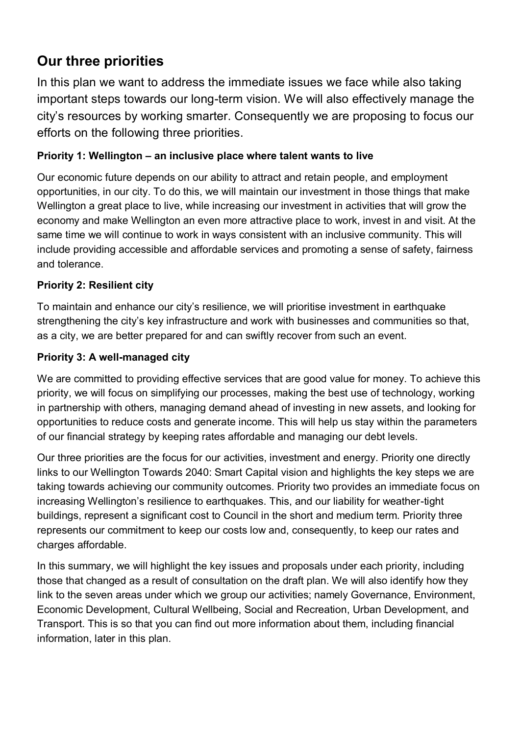## Our three priorities

In this plan we want to address the immediate issues we face while also taking important steps towards our long-term vision. We will also effectively manage the city's resources by working smarter. Consequently we are proposing to focus our efforts on the following three priorities.

### Priority 1: Wellington – an inclusive place where talent wants to live

Our economic future depends on our ability to attract and retain people, and employment opportunities, in our city. To do this, we will maintain our investment in those things that make Wellington a great place to live, while increasing our investment in activities that will grow the economy and make Wellington an even more attractive place to work, invest in and visit. At the same time we will continue to work in ways consistent with an inclusive community. This will include providing accessible and affordable services and promoting a sense of safety, fairness and tolerance.

### Priority 2: Resilient city

To maintain and enhance our city's resilience, we will prioritise investment in earthquake strengthening the city's key infrastructure and work with businesses and communities so that, as a city, we are better prepared for and can swiftly recover from such an event.

### Priority 3: A well-managed city

We are committed to providing effective services that are good value for money. To achieve this priority, we will focus on simplifying our processes, making the best use of technology, working in partnership with others, managing demand ahead of investing in new assets, and looking for opportunities to reduce costs and generate income. This will help us stay within the parameters of our financial strategy by keeping rates affordable and managing our debt levels.

Our three priorities are the focus for our activities, investment and energy. Priority one directly links to our Wellington Towards 2040: Smart Capital vision and highlights the key steps we are taking towards achieving our community outcomes. Priority two provides an immediate focus on increasing Wellington's resilience to earthquakes. This, and our liability for weather-tight buildings, represent a significant cost to Council in the short and medium term. Priority three represents our commitment to keep our costs low and, consequently, to keep our rates and charges affordable.

In this summary, we will highlight the key issues and proposals under each priority, including those that changed as a result of consultation on the draft plan. We will also identify how they link to the seven areas under which we group our activities; namely Governance, Environment, Economic Development, Cultural Wellbeing, Social and Recreation, Urban Development, and Transport. This is so that you can find out more information about them, including financial information, later in this plan.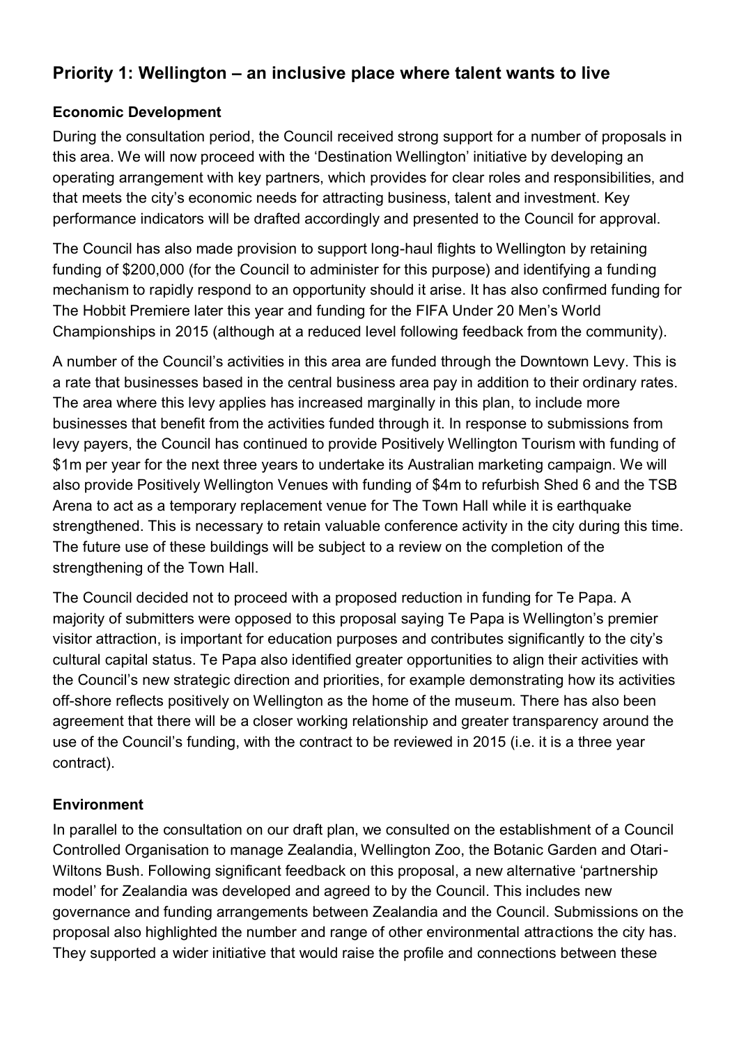## Priority 1: Wellington – an inclusive place where talent wants to live

### Economic Development

During the consultation period, the Council received strong support for a number of proposals in this area. We will now proceed with the 'Destination Wellington' initiative by developing an operating arrangement with key partners, which provides for clear roles and responsibilities, and that meets the city's economic needs for attracting business, talent and investment. Key performance indicators will be drafted accordingly and presented to the Council for approval.

The Council has also made provision to support long-haul flights to Wellington by retaining funding of $200,000 (for the Council to administer for this purpose) and identifying a funding mechanism to rapidly respond to an opportunity should it arise. It has also confirmed funding for The Hobbit Premiere later this year and funding for the FIFA Under 20 Men's World Championships in 2015 (although at a reduced level following feedback from the community).

A number of the Council's activities in this area are funded through the Downtown Levy. This is a rate that businesses based in the central business area pay in addition to their ordinary rates. The area where this levy applies has increased marginally in this plan, to include more businesses that benefit from the activities funded through it. In response to submissions from levy payers, the Council has continued to provide Positively Wellington Tourism with funding of $1m per year for the next three years to undertake its Australian marketing campaign. We will also provide Positively Wellington Venues with funding of $4m to refurbish Shed 6 and the TSB Arena to act as a temporary replacement venue for The Town Hall while it is earthquake strengthened. This is necessary to retain valuable conference activity in the city during this time. The future use of these buildings will be subject to a review on the completion of the strengthening of the Town Hall.

The Council decided not to proceed with a proposed reduction in funding for Te Papa. A majority of submitters were opposed to this proposal saying Te Papa is Wellington's premier visitor attraction, is important for education purposes and contributes significantly to the city's cultural capital status. Te Papa also identified greater opportunities to align their activities with the Council's new strategic direction and priorities, for example demonstrating how its activities off-shore reflects positively on Wellington as the home of the museum. There has also been agreement that there will be a closer working relationship and greater transparency around the use of the Council's funding, with the contract to be reviewed in 2015 (i.e. it is a three year contract).

### Environment

In parallel to the consultation on our draft plan, we consulted on the establishment of a Council Controlled Organisation to manage Zealandia, Wellington Zoo, the Botanic Garden and Otari-Wiltons Bush. Following significant feedback on this proposal, a new alternative 'partnership model' for Zealandia was developed and agreed to by the Council. This includes new governance and funding arrangements between Zealandia and the Council. Submissions on the proposal also highlighted the number and range of other environmental attractions the city has. They supported a wider initiative that would raise the profile and connections between these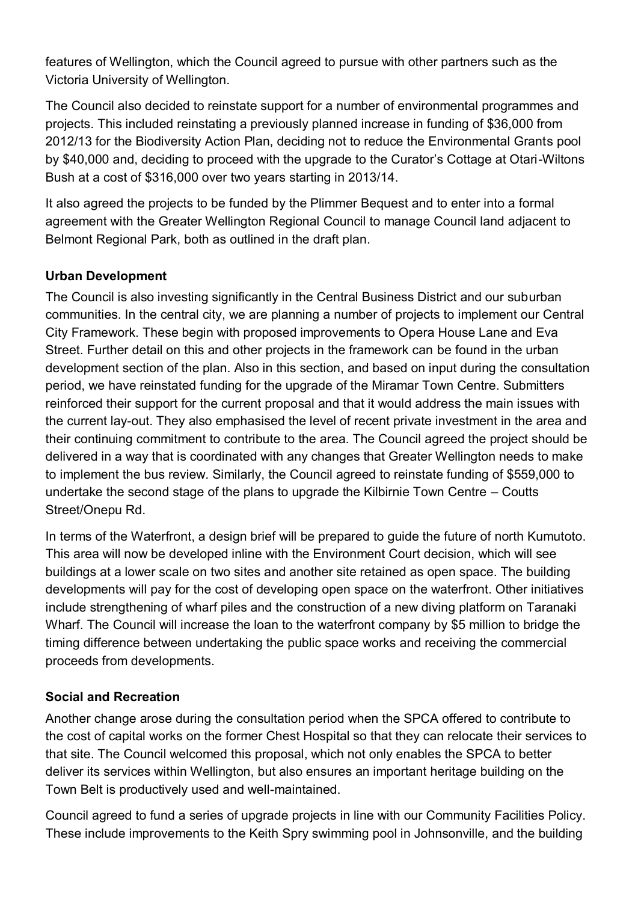features of Wellington, which the Council agreed to pursue with other partners such as the Victoria University of Wellington.

The Council also decided to reinstate support for a number of environmental programmes and projects. This included reinstating a previously planned increase in funding of $36,000 from 2012/13 for the Biodiversity Action Plan, deciding not to reduce the Environmental Grants pool by $40,000 and, deciding to proceed with the upgrade to the Curator's Cottage at Otari-Wiltons Bush at a cost of $316,000 over two years starting in 2013/14.

It also agreed the projects to be funded by the Plimmer Bequest and to enter into a formal agreement with the Greater Wellington Regional Council to manage Council land adjacent to Belmont Regional Park, both as outlined in the draft plan.

**Urban Development**

The Council is also investing significantly in the Central Business District and our suburban communities. In the central city, we are planning a number of projects to implement our Central City Framework. These begin with proposed improvements to Opera House Lane and Eva Street. Further detail on this and other projects in the framework can be found in the urban development section of the plan. Also in this section, and based on input during the consultation period, we have reinstated funding for the upgrade of the Miramar Town Centre. Submitters reinforced their support for the current proposal and that it would address the main issues with the current lay-out. They also emphasised the level of recent private investment in the area and their continuing commitment to contribute to the area. The Council agreed the project should be delivered in a way that is coordinated with any changes that Greater Wellington needs to make to implement the bus review. Similarly, the Council agreed to reinstate funding of $559,000 to undertake the second stage of the plans to upgrade the Kilbirnie Town Centre – Coutts Street/Onepu Rd.

In terms of the Waterfront, a design brief will be prepared to guide the future of north Kumutoto. This area will now be developed inline with the Environment Court decision, which will see buildings at a lower scale on two sites and another site retained as open space. The building developments will pay for the cost of developing open space on the waterfront. Other initiatives include strengthening of wharf piles and the construction of a new diving platform on Taranaki Wharf. The Council will increase the loan to the waterfront company by $5 million to bridge the timing difference between undertaking the public space works and receiving the commercial proceeds from developments.

**Social and Recreation**

Another change arose during the consultation period when the SPCA offered to contribute to the cost of capital works on the former Chest Hospital so that they can relocate their services to that site. The Council welcomed this proposal, which not only enables the SPCA to better deliver its services within Wellington, but also ensures an important heritage building on the Town Belt is productively used and well-maintained.

Council agreed to fund a series of upgrade projects in line with our Community Facilities Policy. These include improvements to the Keith Spry swimming pool in Johnsonville, and the building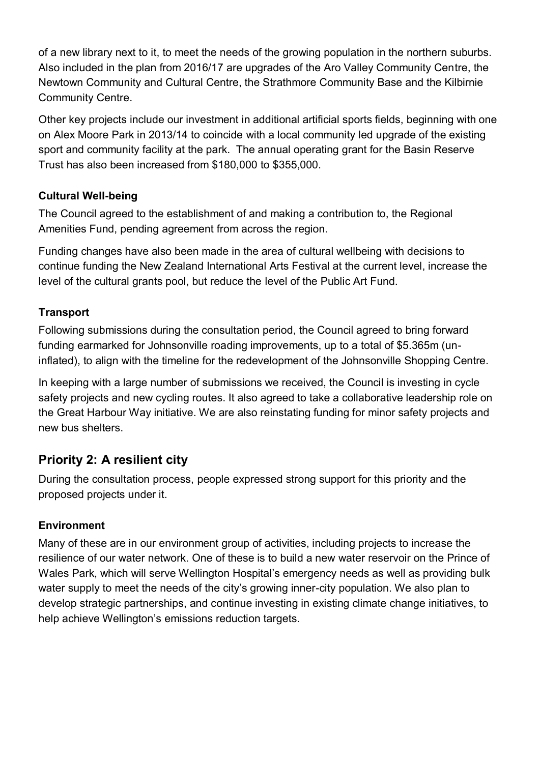of a new library next to it, to meet the needs of the growing population in the northern suburbs. Also included in the plan from 2016/17 are upgrades of the Aro Valley Community Centre, the Newtown Community and Cultural Centre, the Strathmore Community Base and the Kilbirnie Community Centre.

Other key projects include our investment in additional artificial sports fields, beginning with one on Alex Moore Park in 2013/14 to coincide with a local community led upgrade of the existing sport and community facility at the park. The annual operating grant for the Basin Reserve Trust has also been increased from $180,000 to $355,000.

**Cultural Well-being**

The Council agreed to the establishment of and making a contribution to, the Regional Amenities Fund, pending agreement from across the region.

Funding changes have also been made in the area of cultural wellbeing with decisions to continue funding the New Zealand International Arts Festival at the current level, increase the level of the cultural grants pool, but reduce the level of the Public Art Fund.

**Transport**

Following submissions during the consultation period, the Council agreed to bring forward funding earmarked for Johnsonville roading improvements, up to a total of $5.365m (un-inflated), to align with the timeline for the redevelopment of the Johnsonville Shopping Centre.

In keeping with a large number of submissions we received, the Council is investing in cycle safety projects and new cycling routes. It also agreed to take a collaborative leadership role on the Great Harbour Way initiative. We are also reinstating funding for minor safety projects and new bus shelters.

## Priority 2: A resilient city

During the consultation process, people expressed strong support for this priority and the proposed projects under it.

**Environment**

Many of these are in our environment group of activities, including projects to increase the resilience of our water network. One of these is to build a new water reservoir on the Prince of Wales Park, which will serve Wellington Hospital's emergency needs as well as providing bulk water supply to meet the needs of the city's growing inner-city population. We also plan to develop strategic partnerships, and continue investing in existing climate change initiatives, to help achieve Wellington's emissions reduction targets.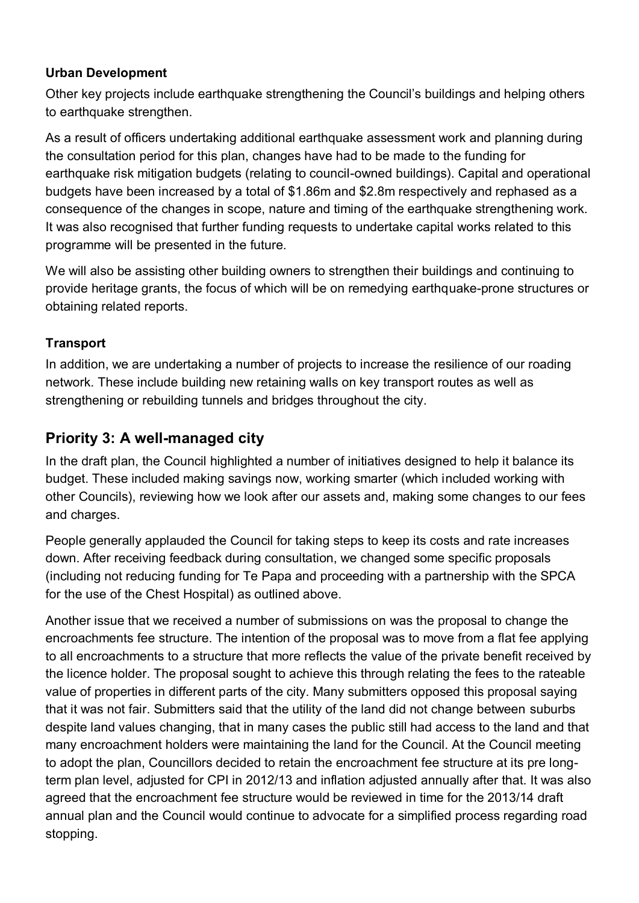**Urban Development**

Other key projects include earthquake strengthening the Council's buildings and helping others to earthquake strengthen.

As a result of officers undertaking additional earthquake assessment work and planning during the consultation period for this plan, changes have had to be made to the funding for earthquake risk mitigation budgets (relating to council-owned buildings). Capital and operational budgets have been increased by a total of $1.86m and $2.8m respectively and rephased as a consequence of the changes in scope, nature and timing of the earthquake strengthening work. It was also recognised that further funding requests to undertake capital works related to this programme will be presented in the future.

We will also be assisting other building owners to strengthen their buildings and continuing to provide heritage grants, the focus of which will be on remedying earthquake-prone structures or obtaining related reports.

**Transport**

In addition, we are undertaking a number of projects to increase the resilience of our roading network. These include building new retaining walls on key transport routes as well as strengthening or rebuilding tunnels and bridges throughout the city.

## Priority 3: A well-managed city

In the draft plan, the Council highlighted a number of initiatives designed to help it balance its budget. These included making savings now, working smarter (which included working with other Councils), reviewing how we look after our assets and, making some changes to our fees and charges.

People generally applauded the Council for taking steps to keep its costs and rate increases down. After receiving feedback during consultation, we changed some specific proposals (including not reducing funding for Te Papa and proceeding with a partnership with the SPCA for the use of the Chest Hospital) as outlined above.

Another issue that we received a number of submissions on was the proposal to change the encroachments fee structure. The intention of the proposal was to move from a flat fee applying to all encroachments to a structure that more reflects the value of the private benefit received by the licence holder. The proposal sought to achieve this through relating the fees to the rateable value of properties in different parts of the city. Many submitters opposed this proposal saying that it was not fair. Submitters said that the utility of the land did not change between suburbs despite land values changing, that in many cases the public still had access to the land and that many encroachment holders were maintaining the land for the Council. At the Council meeting to adopt the plan, Councillors decided to retain the encroachment fee structure at its pre long-term plan level, adjusted for CPI in 2012/13 and inflation adjusted annually after that. It was also agreed that the encroachment fee structure would be reviewed in time for the 2013/14 draft annual plan and the Council would continue to advocate for a simplified process regarding road stopping.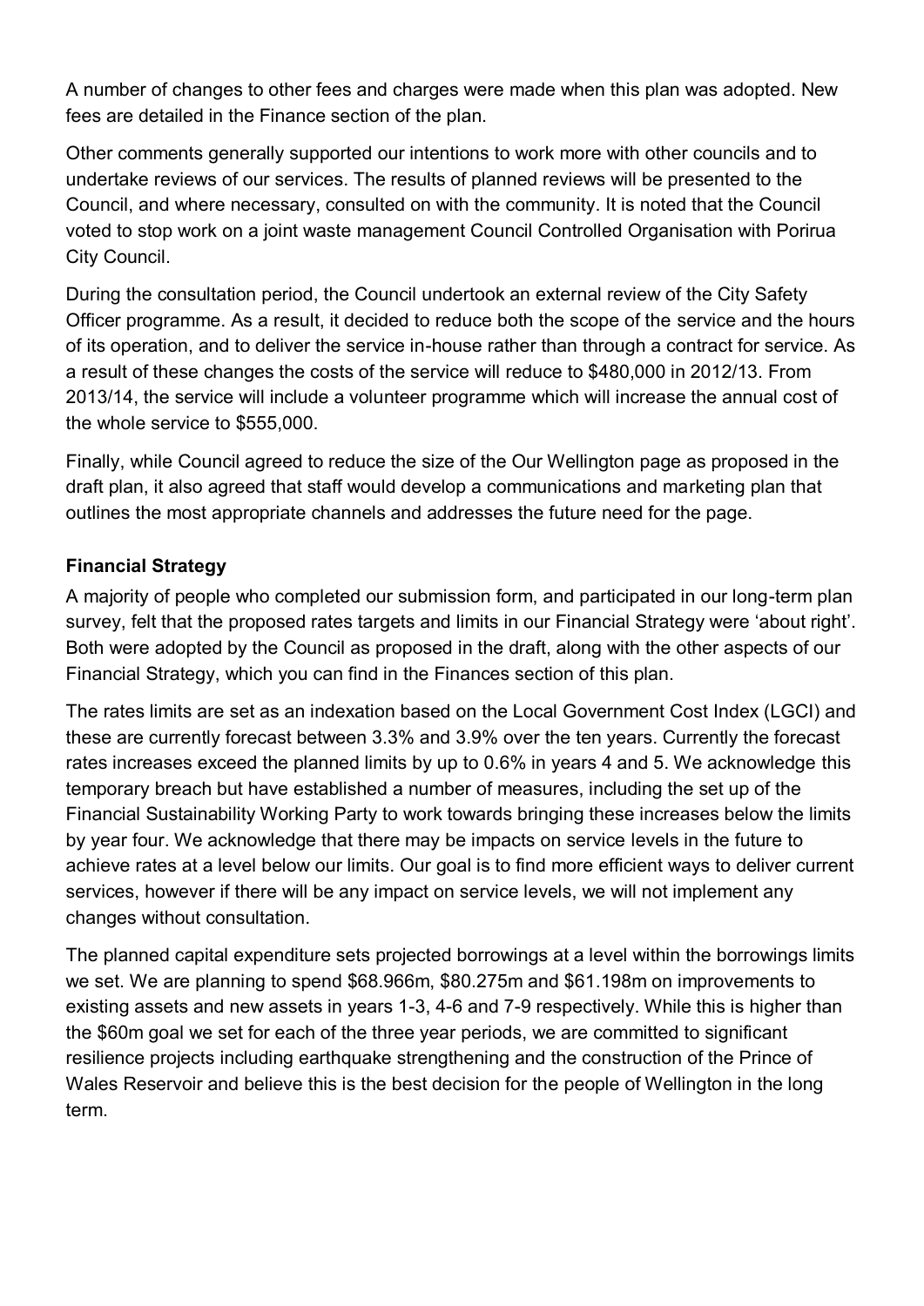A number of changes to other fees and charges were made when this plan was adopted. New fees are detailed in the Finance section of the plan.

Other comments generally supported our intentions to work more with other councils and to undertake reviews of our services. The results of planned reviews will be presented to the Council, and where necessary, consulted on with the community. It is noted that the Council voted to stop work on a joint waste management Council Controlled Organisation with Porirua City Council.

During the consultation period, the Council undertook an external review of the City Safety Officer programme. As a result, it decided to reduce both the scope of the service and the hours of its operation, and to deliver the service in-house rather than through a contract for service. As a result of these changes the costs of the service will reduce to $480,000 in 2012/13. From 2013/14, the service will include a volunteer programme which will increase the annual cost of the whole service to $555,000.

Finally, while Council agreed to reduce the size of the Our Wellington page as proposed in the draft plan, it also agreed that staff would develop a communications and marketing plan that outlines the most appropriate channels and addresses the future need for the page.

**Financial Strategy**

A majority of people who completed our submission form, and participated in our long-term plan survey, felt that the proposed rates targets and limits in our Financial Strategy were 'about right'. Both were adopted by the Council as proposed in the draft, along with the other aspects of our Financial Strategy, which you can find in the Finances section of this plan.

The rates limits are set as an indexation based on the Local Government Cost Index (LGCI) and these are currently forecast between 3.3% and 3.9% over the ten years. Currently the forecast rates increases exceed the planned limits by up to 0.6% in years 4 and 5. We acknowledge this temporary breach but have established a number of measures, including the set up of the Financial Sustainability Working Party to work towards bringing these increases below the limits by year four. We acknowledge that there may be impacts on service levels in the future to achieve rates at a level below our limits. Our goal is to find more efficient ways to deliver current services, however if there will be any impact on service levels, we will not implement any changes without consultation.

The planned capital expenditure sets projected borrowings at a level within the borrowings limits we set. We are planning to spend $68.966m, $80.275m and $61.198m on improvements to existing assets and new assets in years 1-3, 4-6 and 7-9 respectively. While this is higher than the $60m goal we set for each of the three year periods, we are committed to significant resilience projects including earthquake strengthening and the construction of the Prince of Wales Reservoir and believe this is the best decision for the people of Wellington in the long term.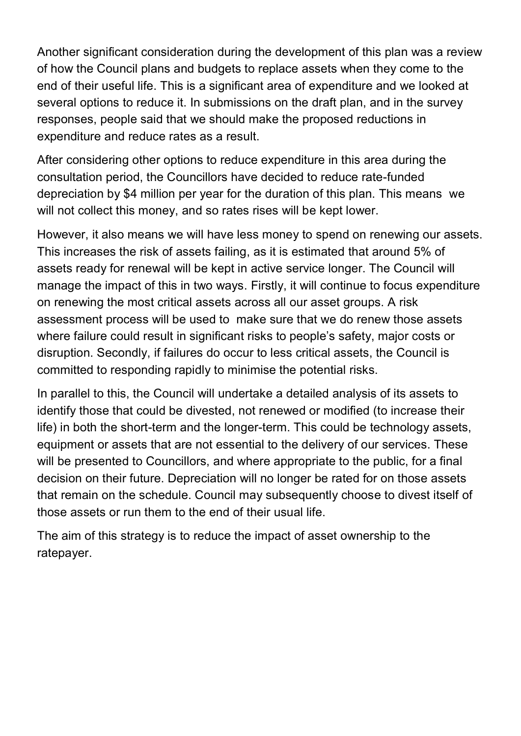Another significant consideration during the development of this plan was a review of how the Council plans and budgets to replace assets when they come to the end of their useful life. This is a significant area of expenditure and we looked at several options to reduce it. In submissions on the draft plan, and in the survey responses, people said that we should make the proposed reductions in expenditure and reduce rates as a result.

After considering other options to reduce expenditure in this area during the consultation period, the Councillors have decided to reduce rate-funded depreciation by $4 million per year for the duration of this plan. This means we will not collect this money, and so rates rises will be kept lower.

However, it also means we will have less money to spend on renewing our assets. This increases the risk of assets failing, as it is estimated that around 5% of assets ready for renewal will be kept in active service longer. The Council will manage the impact of this in two ways. Firstly, it will continue to focus expenditure on renewing the most critical assets across all our asset groups. A risk assessment process will be used to make sure that we do renew those assets where failure could result in significant risks to people's safety, major costs or disruption. Secondly, if failures do occur to less critical assets, the Council is committed to responding rapidly to minimise the potential risks.

In parallel to this, the Council will undertake a detailed analysis of its assets to identify those that could be divested, not renewed or modified (to increase their life) in both the short-term and the longer-term. This could be technology assets, equipment or assets that are not essential to the delivery of our services. These will be presented to Councillors, and where appropriate to the public, for a final decision on their future. Depreciation will no longer be rated for on those assets that remain on the schedule. Council may subsequently choose to divest itself of those assets or run them to the end of their usual life.

The aim of this strategy is to reduce the impact of asset ownership to the ratepayer.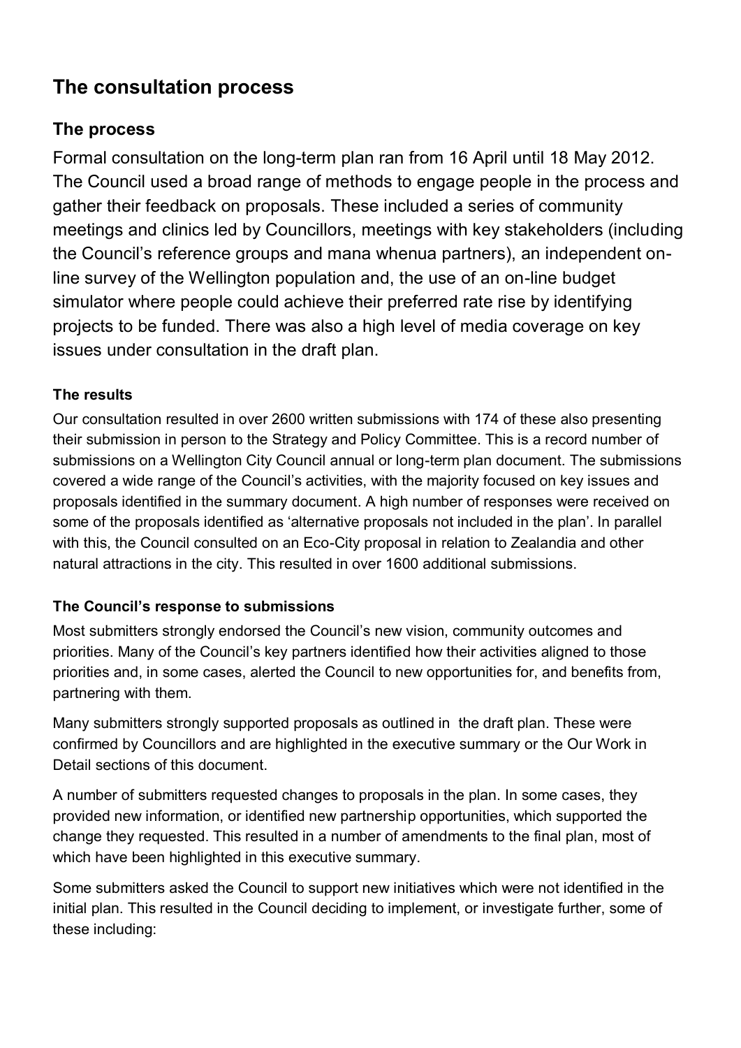## The consultation process

### The process

Formal consultation on the long-term plan ran from 16 April until 18 May 2012. The Council used a broad range of methods to engage people in the process and gather their feedback on proposals. These included a series of community meetings and clinics led by Councillors, meetings with key stakeholders (including the Council's reference groups and mana whenua partners), an independent on-line survey of the Wellington population and, the use of an on-line budget simulator where people could achieve their preferred rate rise by identifying projects to be funded. There was also a high level of media coverage on key issues under consultation in the draft plan.

#### The results

Our consultation resulted in over 2600 written submissions with 174 of these also presenting their submission in person to the Strategy and Policy Committee. This is a record number of submissions on a Wellington City Council annual or long-term plan document. The submissions covered a wide range of the Council's activities, with the majority focused on key issues and proposals identified in the summary document. A high number of responses were received on some of the proposals identified as 'alternative proposals not included in the plan'. In parallel with this, the Council consulted on an Eco-City proposal in relation to Zealandia and other natural attractions in the city. This resulted in over 1600 additional submissions.

#### The Council's response to submissions

Most submitters strongly endorsed the Council's new vision, community outcomes and priorities. Many of the Council's key partners identified how their activities aligned to those priorities and, in some cases, alerted the Council to new opportunities for, and benefits from, partnering with them.

Many submitters strongly supported proposals as outlined in the draft plan. These were confirmed by Councillors and are highlighted in the executive summary or the Our Work in Detail sections of this document.

A number of submitters requested changes to proposals in the plan. In some cases, they provided new information, or identified new partnership opportunities, which supported the change they requested. This resulted in a number of amendments to the final plan, most of which have been highlighted in this executive summary.

Some submitters asked the Council to support new initiatives which were not identified in the initial plan. This resulted in the Council deciding to implement, or investigate further, some of these including: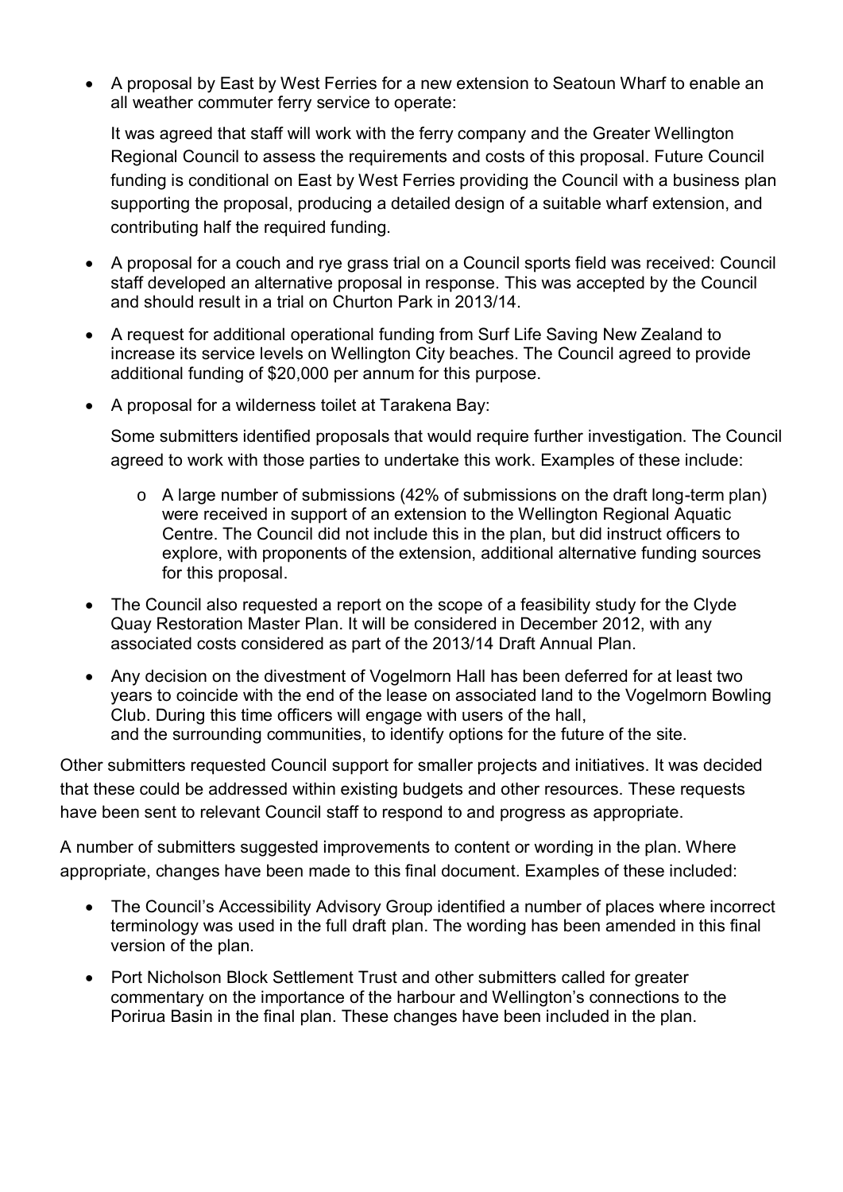- A proposal by East by West Ferries for a new extension to Seatoun Wharf to enable an all weather commuter ferry service to operate:

  It was agreed that staff will work with the ferry company and the Greater Wellington Regional Council to assess the requirements and costs of this proposal. Future Council funding is conditional on East by West Ferries providing the Council with a business plan supporting the proposal, producing a detailed design of a suitable wharf extension, and contributing half the required funding.

- A proposal for a couch and rye grass trial on a Council sports field was received: Council staff developed an alternative proposal in response. This was accepted by the Council and should result in a trial on Churton Park in 2013/14.
- A request for additional operational funding from Surf Life Saving New Zealand to increase its service levels on Wellington City beaches. The Council agreed to provide additional funding of $20,000 per annum for this purpose.
- A proposal for a wilderness toilet at Tarakena Bay:

  Some submitters identified proposals that would require further investigation. The Council agreed to work with those parties to undertake this work. Examples of these include:

  - A large number of submissions (42% of submissions on the draft long-term plan) were received in support of an extension to the Wellington Regional Aquatic Centre. The Council did not include this in the plan, but did instruct officers to explore, with proponents of the extension, additional alternative funding sources for this proposal.

- The Council also requested a report on the scope of a feasibility study for the Clyde Quay Restoration Master Plan. It will be considered in December 2012, with any associated costs considered as part of the 2013/14 Draft Annual Plan.
- Any decision on the divestment of Vogelmorn Hall has been deferred for at least two years to coincide with the end of the lease on associated land to the Vogelmorn Bowling Club. During this time officers will engage with users of the hall, and the surrounding communities, to identify options for the future of the site.

Other submitters requested Council support for smaller projects and initiatives. It was decided that these could be addressed within existing budgets and other resources. These requests have been sent to relevant Council staff to respond to and progress as appropriate.

A number of submitters suggested improvements to content or wording in the plan. Where appropriate, changes have been made to this final document. Examples of these included:

- The Council's Accessibility Advisory Group identified a number of places where incorrect terminology was used in the full draft plan. The wording has been amended in this final version of the plan.
- Port Nicholson Block Settlement Trust and other submitters called for greater commentary on the importance of the harbour and Wellington's connections to the Porirua Basin in the final plan. These changes have been included in the plan.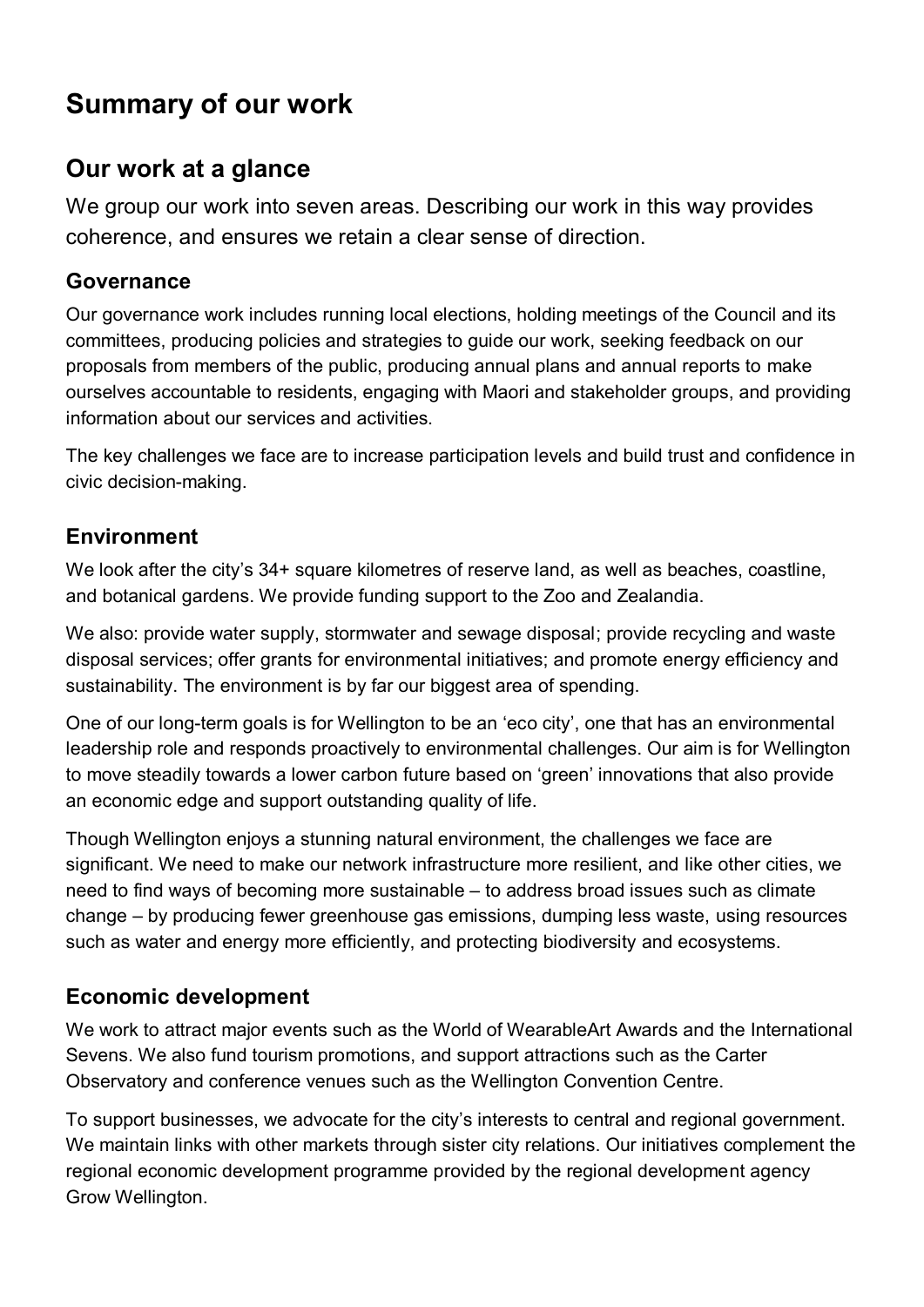# Summary of our work

## Our work at a glance

We group our work into seven areas. Describing our work in this way provides coherence, and ensures we retain a clear sense of direction.

### Governance

Our governance work includes running local elections, holding meetings of the Council and its committees, producing policies and strategies to guide our work, seeking feedback on our proposals from members of the public, producing annual plans and annual reports to make ourselves accountable to residents, engaging with Maori and stakeholder groups, and providing information about our services and activities.

The key challenges we face are to increase participation levels and build trust and confidence in civic decision-making.

### Environment

We look after the city's 34+ square kilometres of reserve land, as well as beaches, coastline, and botanical gardens. We provide funding support to the Zoo and Zealandia.

We also: provide water supply, stormwater and sewage disposal; provide recycling and waste disposal services; offer grants for environmental initiatives; and promote energy efficiency and sustainability. The environment is by far our biggest area of spending.

One of our long-term goals is for Wellington to be an 'eco city', one that has an environmental leadership role and responds proactively to environmental challenges. Our aim is for Wellington to move steadily towards a lower carbon future based on 'green' innovations that also provide an economic edge and support outstanding quality of life.

Though Wellington enjoys a stunning natural environment, the challenges we face are significant. We need to make our network infrastructure more resilient, and like other cities, we need to find ways of becoming more sustainable – to address broad issues such as climate change – by producing fewer greenhouse gas emissions, dumping less waste, using resources such as water and energy more efficiently, and protecting biodiversity and ecosystems.

### Economic development

We work to attract major events such as the World of WearableArt Awards and the International Sevens. We also fund tourism promotions, and support attractions such as the Carter Observatory and conference venues such as the Wellington Convention Centre.

To support businesses, we advocate for the city's interests to central and regional government. We maintain links with other markets through sister city relations. Our initiatives complement the regional economic development programme provided by the regional development agency Grow Wellington.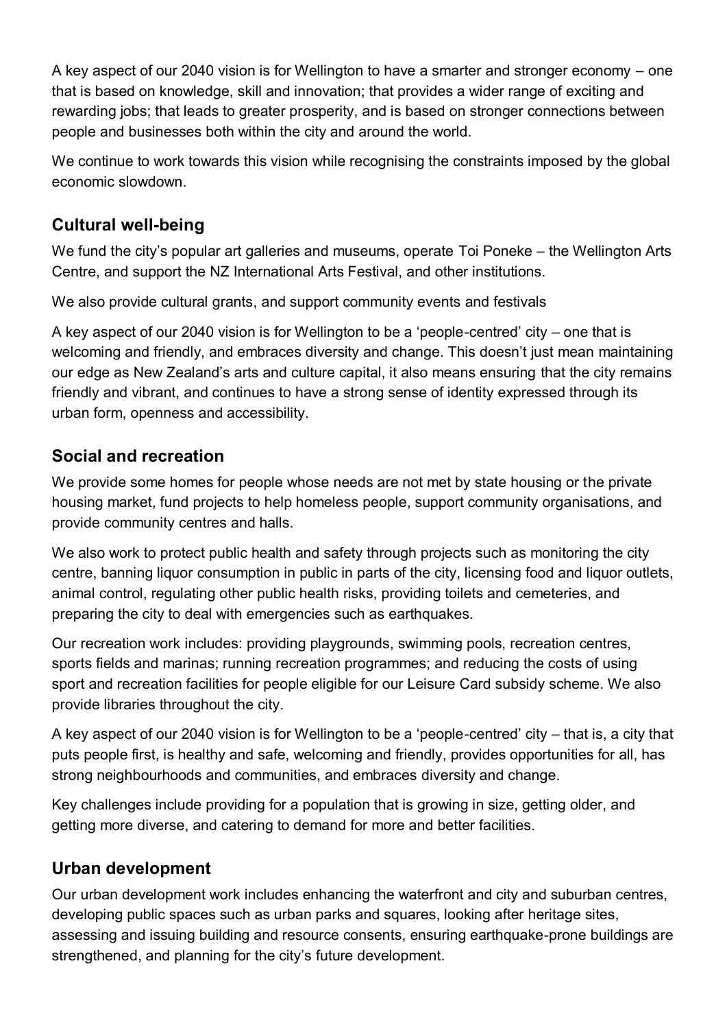A key aspect of our 2040 vision is for Wellington to have a smarter and stronger economy – one that is based on knowledge, skill and innovation; that provides a wider range of exciting and rewarding jobs; that leads to greater prosperity, and is based on stronger connections between people and businesses both within the city and around the world.

We continue to work towards this vision while recognising the constraints imposed by the global economic slowdown.

## Cultural well-being

We fund the city's popular art galleries and museums, operate Toi Poneke – the Wellington Arts Centre, and support the NZ International Arts Festival, and other institutions.

We also provide cultural grants, and support community events and festivals

A key aspect of our 2040 vision is for Wellington to be a 'people-centred' city – one that is welcoming and friendly, and embraces diversity and change. This doesn't just mean maintaining our edge as New Zealand's arts and culture capital, it also means ensuring that the city remains friendly and vibrant, and continues to have a strong sense of identity expressed through its urban form, openness and accessibility.

## Social and recreation

We provide some homes for people whose needs are not met by state housing or the private housing market, fund projects to help homeless people, support community organisations, and provide community centres and halls.

We also work to protect public health and safety through projects such as monitoring the city centre, banning liquor consumption in public in parts of the city, licensing food and liquor outlets, animal control, regulating other public health risks, providing toilets and cemeteries, and preparing the city to deal with emergencies such as earthquakes.

Our recreation work includes: providing playgrounds, swimming pools, recreation centres, sports fields and marinas; running recreation programmes; and reducing the costs of using sport and recreation facilities for people eligible for our Leisure Card subsidy scheme. We also provide libraries throughout the city.

A key aspect of our 2040 vision is for Wellington to be a 'people-centred' city – that is, a city that puts people first, is healthy and safe, welcoming and friendly, provides opportunities for all, has strong neighbourhoods and communities, and embraces diversity and change.

Key challenges include providing for a population that is growing in size, getting older, and getting more diverse, and catering to demand for more and better facilities.

## Urban development

Our urban development work includes enhancing the waterfront and city and suburban centres, developing public spaces such as urban parks and squares, looking after heritage sites, assessing and issuing building and resource consents, ensuring earthquake-prone buildings are strengthened, and planning for the city's future development.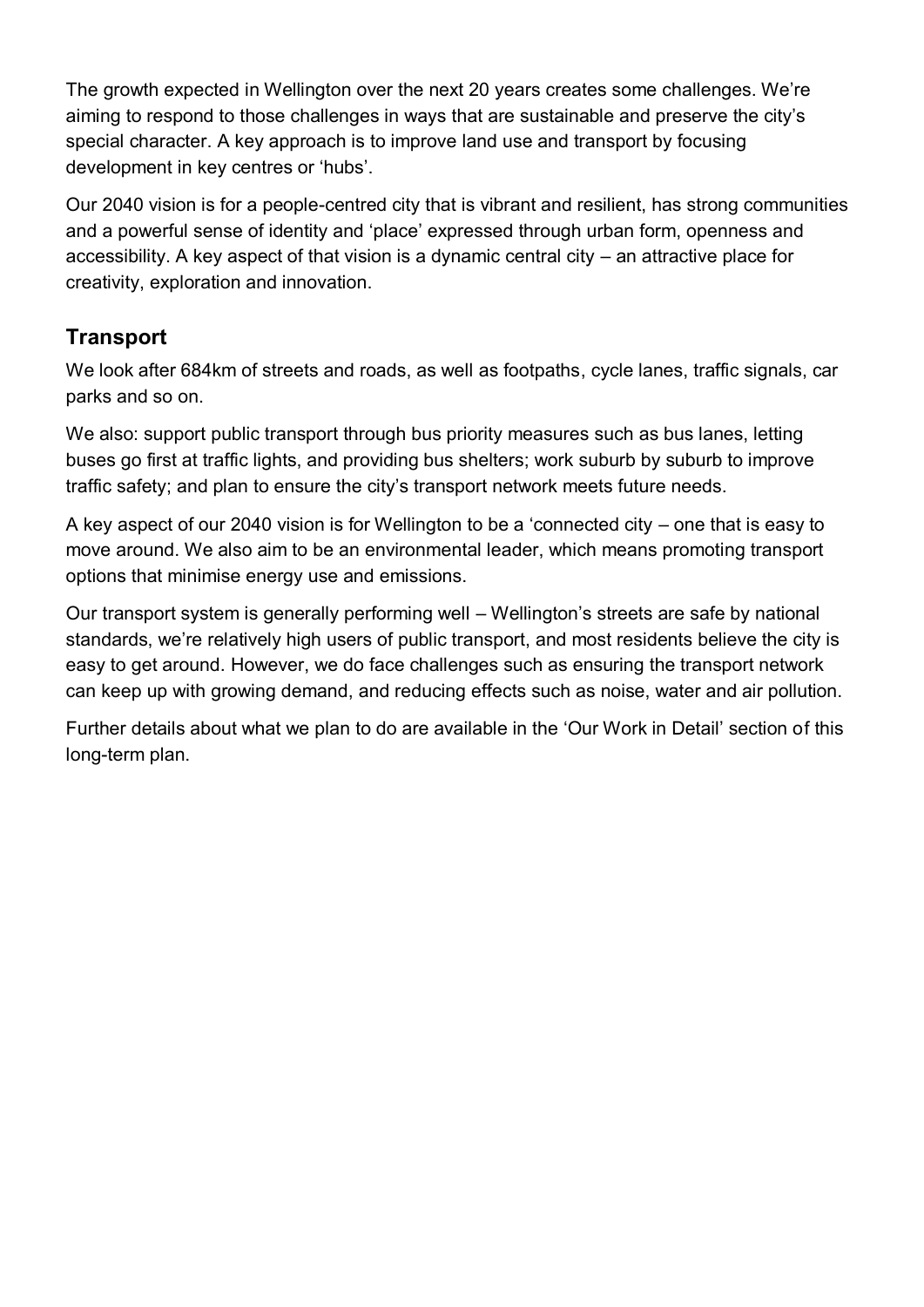The growth expected in Wellington over the next 20 years creates some challenges. We're aiming to respond to those challenges in ways that are sustainable and preserve the city's special character. A key approach is to improve land use and transport by focusing development in key centres or 'hubs'.

Our 2040 vision is for a people-centred city that is vibrant and resilient, has strong communities and a powerful sense of identity and 'place' expressed through urban form, openness and accessibility. A key aspect of that vision is a dynamic central city – an attractive place for creativity, exploration and innovation.

## Transport

We look after 684km of streets and roads, as well as footpaths, cycle lanes, traffic signals, car parks and so on.

We also: support public transport through bus priority measures such as bus lanes, letting buses go first at traffic lights, and providing bus shelters; work suburb by suburb to improve traffic safety; and plan to ensure the city's transport network meets future needs.

A key aspect of our 2040 vision is for Wellington to be a 'connected city – one that is easy to move around. We also aim to be an environmental leader, which means promoting transport options that minimise energy use and emissions.

Our transport system is generally performing well – Wellington's streets are safe by national standards, we're relatively high users of public transport, and most residents believe the city is easy to get around. However, we do face challenges such as ensuring the transport network can keep up with growing demand, and reducing effects such as noise, water and air pollution.

Further details about what we plan to do are available in the 'Our Work in Detail' section of this long-term plan.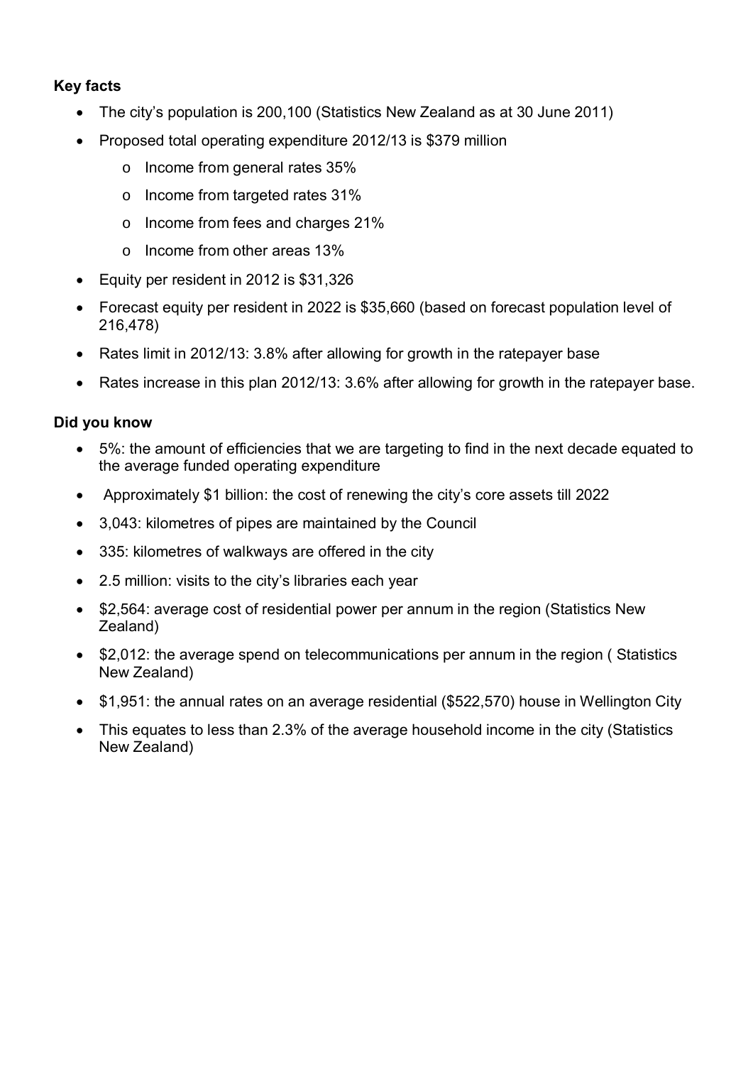**Key facts**

- The city's population is 200,100 (Statistics New Zealand as at 30 June 2011)
- Proposed total operating expenditure 2012/13 is $379 million
  - Income from general rates 35%
  - Income from targeted rates 31%
  - Income from fees and charges 21%
  - Income from other areas 13%
- Equity per resident in 2012 is $31,326
- Forecast equity per resident in 2022 is $35,660 (based on forecast population level of 216,478)
- Rates limit in 2012/13: 3.8% after allowing for growth in the ratepayer base
- Rates increase in this plan 2012/13: 3.6% after allowing for growth in the ratepayer base.

**Did you know**

- 5%: the amount of efficiencies that we are targeting to find in the next decade equated to the average funded operating expenditure
- Approximately $1 billion: the cost of renewing the city's core assets till 2022
- 3,043: kilometres of pipes are maintained by the Council
- 335: kilometres of walkways are offered in the city
- 2.5 million: visits to the city's libraries each year
- $2,564: average cost of residential power per annum in the region (Statistics New Zealand)
- $2,012: the average spend on telecommunications per annum in the region ( Statistics New Zealand)
- $1,951: the annual rates on an average residential ($522,570) house in Wellington City
- This equates to less than 2.3% of the average household income in the city (Statistics New Zealand)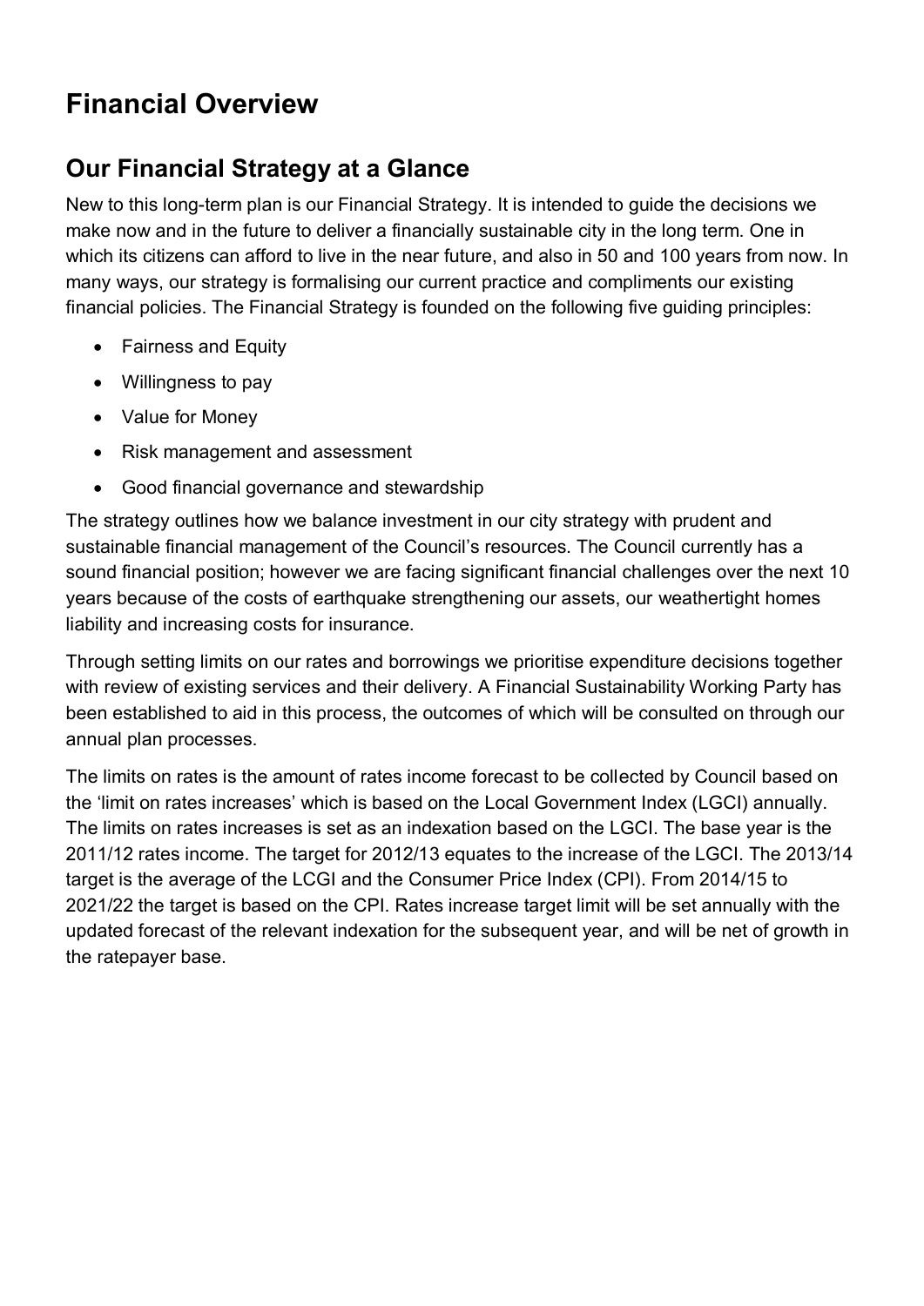# Financial Overview

## Our Financial Strategy at a Glance

New to this long-term plan is our Financial Strategy. It is intended to guide the decisions we make now and in the future to deliver a financially sustainable city in the long term. One in which its citizens can afford to live in the near future, and also in 50 and 100 years from now. In many ways, our strategy is formalising our current practice and compliments our existing financial policies. The Financial Strategy is founded on the following five guiding principles:

- Fairness and Equity
- Willingness to pay
- Value for Money
- Risk management and assessment
- Good financial governance and stewardship

The strategy outlines how we balance investment in our city strategy with prudent and sustainable financial management of the Council's resources. The Council currently has a sound financial position; however we are facing significant financial challenges over the next 10 years because of the costs of earthquake strengthening our assets, our weathertight homes liability and increasing costs for insurance.

Through setting limits on our rates and borrowings we prioritise expenditure decisions together with review of existing services and their delivery. A Financial Sustainability Working Party has been established to aid in this process, the outcomes of which will be consulted on through our annual plan processes.

The limits on rates is the amount of rates income forecast to be collected by Council based on the 'limit on rates increases' which is based on the Local Government Index (LGCI) annually. The limits on rates increases is set as an indexation based on the LGCI. The base year is the 2011/12 rates income. The target for 2012/13 equates to the increase of the LGCI. The 2013/14 target is the average of the LCGI and the Consumer Price Index (CPI). From 2014/15 to 2021/22 the target is based on the CPI. Rates increase target limit will be set annually with the updated forecast of the relevant indexation for the subsequent year, and will be net of growth in the ratepayer base.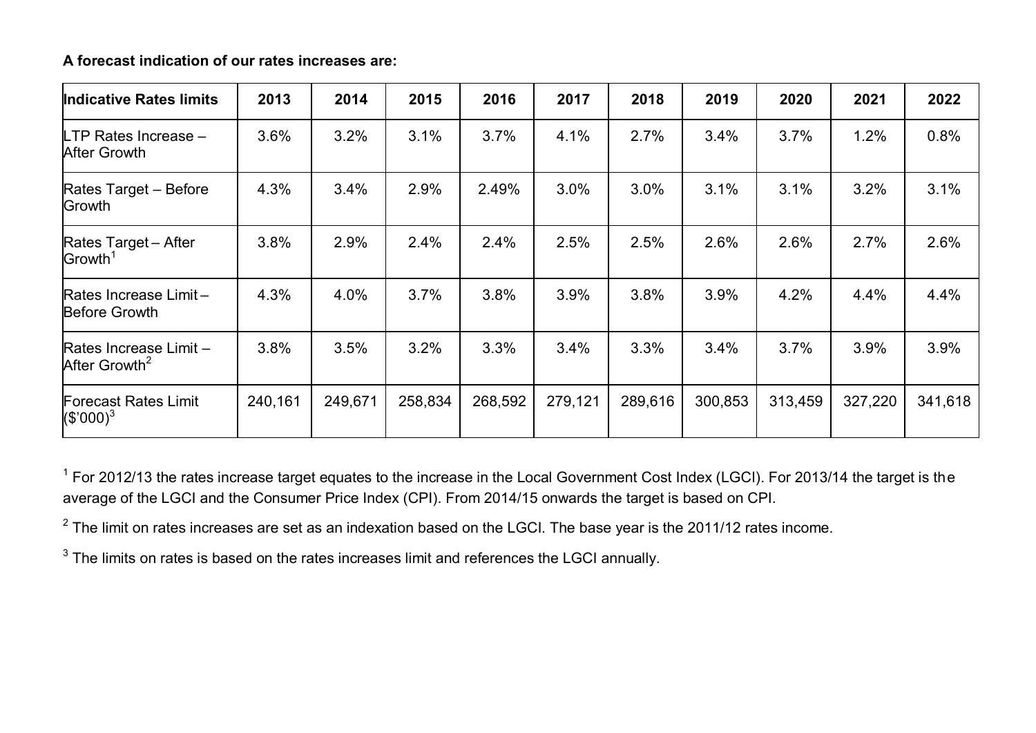**A forecast indication of our rates increases are:**

| Indicative Rates limits | 2013 | 2014 | 2015 | 2016 | 2017 | 2018 | 2019 | 2020 | 2021 | 2022 |
|---|---|---|---|---|---|---|---|---|---|---|
| LTP Rates Increase – After Growth | 3.6% | 3.2% | 3.1% | 3.7% | 4.1% | 2.7% | 3.4% | 3.7% | 1.2% | 0.8% |
| Rates Target – Before Growth | 4.3% | 3.4% | 2.9% | 2.49% | 3.0% | 3.0% | 3.1% | 3.1% | 3.2% | 3.1% |
| Rates Target – After Growth[1] | 3.8% | 2.9% | 2.4% | 2.4% | 2.5% | 2.5% | 2.6% | 2.6% | 2.7% | 2.6% |
| Rates Increase Limit – Before Growth | 4.3% | 4.0% | 3.7% | 3.8% | 3.9% | 3.8% | 3.9% | 4.2% | 4.4% | 4.4% |
| Rates Increase Limit – After Growth[2] | 3.8% | 3.5% | 3.2% | 3.3% | 3.4% | 3.3% | 3.4% | 3.7% | 3.9% | 3.9% |
| Forecast Rates Limit ($'000)[3] | 240,161 | 249,671 | 258,834 | 268,592 | 279,121 | 289,616 | 300,853 | 313,459 | 327,220 | 341,618 |

[1] For 2012/13 the rates increase target equates to the increase in the Local Government Cost Index (LGCI). For 2013/14 the target is the average of the LGCI and the Consumer Price Index (CPI). From 2014/15 onwards the target is based on CPI.

[2] The limit on rates increases are set as an indexation based on the LGCI. The base year is the 2011/12 rates income.

[3] The limits on rates is based on the rates increases limit and references the LGCI annually.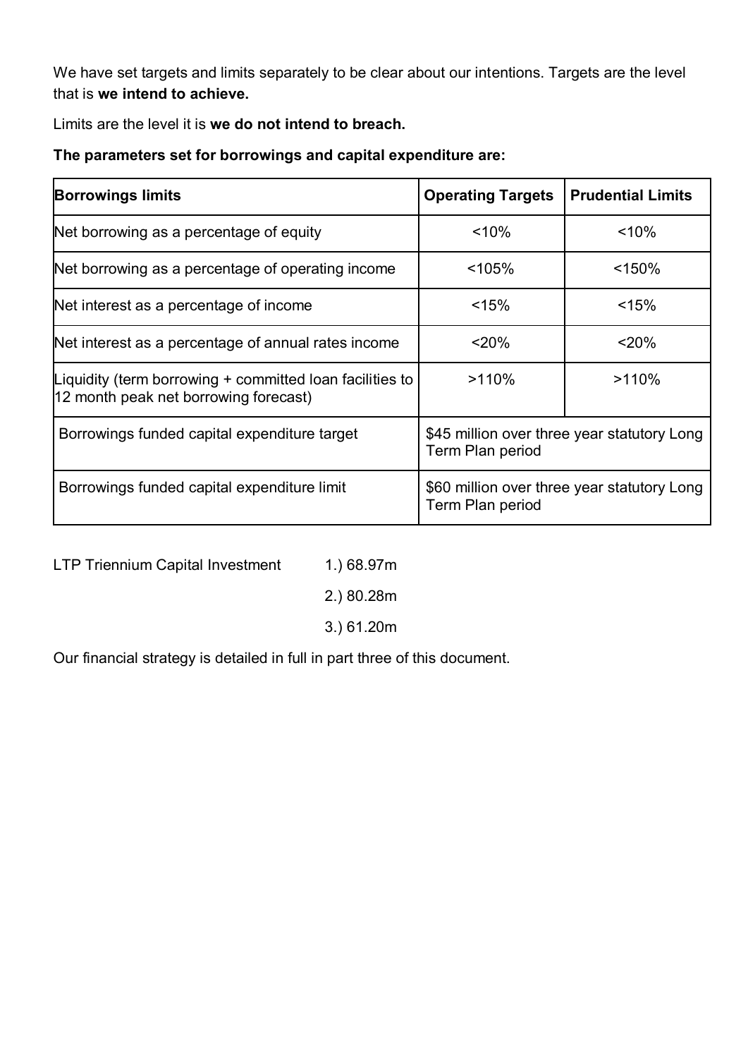We have set targets and limits separately to be clear about our intentions. Targets are the level that is **we intend to achieve.**

Limits are the level it is **we do not intend to breach.**

**The parameters set for borrowings and capital expenditure are:**

| **Borrowings limits** | **Operating Targets** | **Prudential Limits** |
| --- | --- | --- |
| Net borrowing as a percentage of equity | <10% | <10% |
| Net borrowing as a percentage of operating income | <105% | <150% |
| Net interest as a percentage of income | <15% | <15% |
| Net interest as a percentage of annual rates income | <20% | <20% |
| Liquidity (term borrowing + committed loan facilities to 12 month peak net borrowing forecast) | >110% | >110% |
| Borrowings funded capital expenditure target | $45 million over three year statutory Long Term Plan period | |
| Borrowings funded capital expenditure limit | $60 million over three year statutory Long Term Plan period | |

LTP Triennium Capital Investment

1.) 68.97m

2.) 80.28m

3.) 61.20m

Our financial strategy is detailed in full in part three of this document.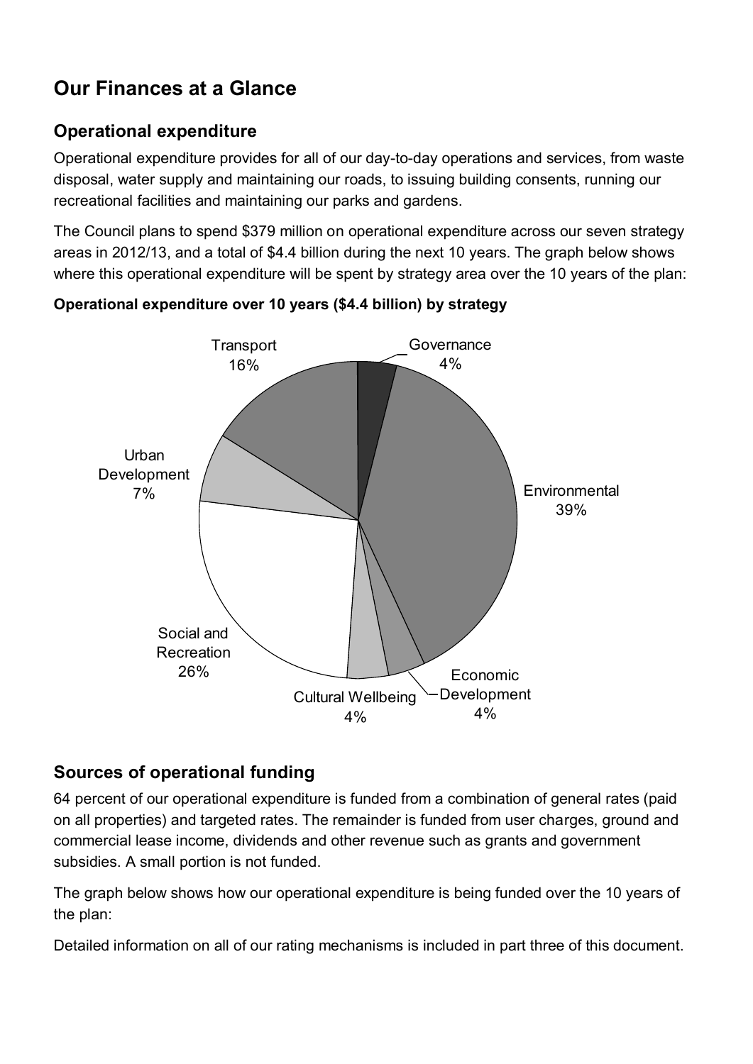## Our Finances at a Glance

### Operational expenditure

Operational expenditure provides for all of our day-to-day operations and services, from waste disposal, water supply and maintaining our roads, to issuing building consents, running our recreational facilities and maintaining our parks and gardens.

The Council plans to spend $379 million on operational expenditure across our seven strategy areas in 2012/13, and a total of $4.4 billion during the next 10 years. The graph below shows where this operational expenditure will be spent by strategy area over the 10 years of the plan:

**Operational expenditure over 10 years ($4.4 billion) by strategy**

| Strategy | Percentage |
| --- | --- |
| Governance | 4% |
| Environmental | 39% |
| Economic Development | 4% |
| Cultural Wellbeing | 4% |
| Social and Recreation | 26% |
| Urban Development | 7% |
| Transport | 16% |

### Sources of operational funding

64 percent of our operational expenditure is funded from a combination of general rates (paid on all properties) and targeted rates. The remainder is funded from user charges, ground and commercial lease income, dividends and other revenue such as grants and government subsidies. A small portion is not funded.

The graph below shows how our operational expenditure is being funded over the 10 years of the plan:

Detailed information on all of our rating mechanisms is included in part three of this document.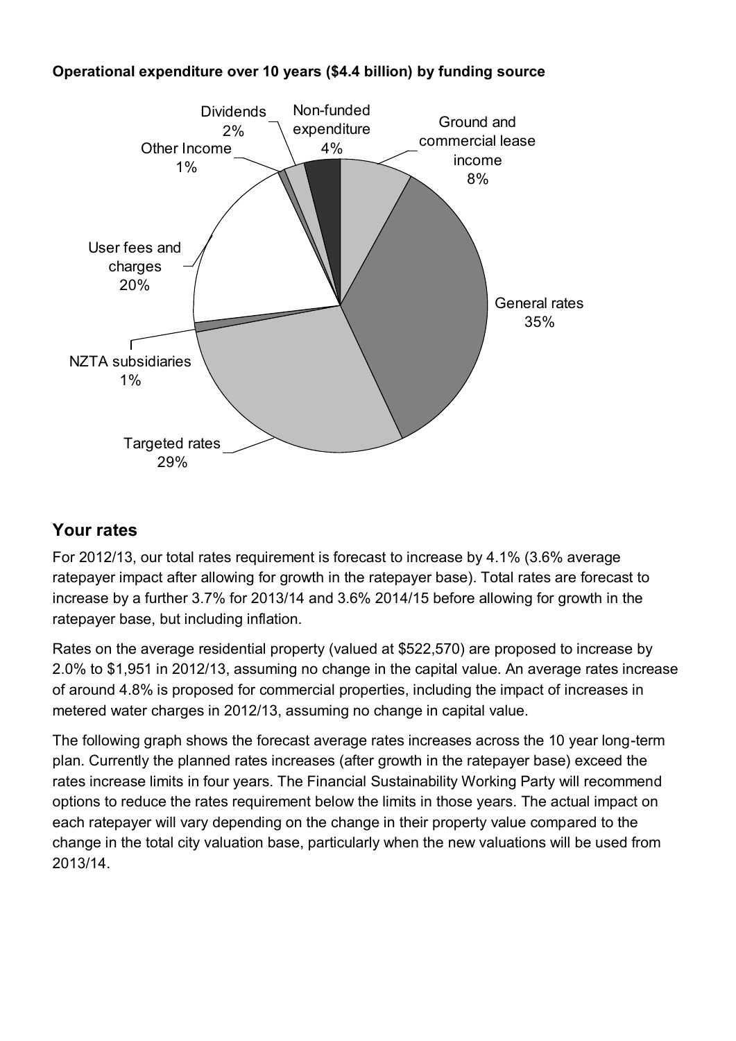**Operational expenditure over 10 years ($4.4 billion) by funding source**

Dividends 2%

Non-funded expenditure 4%

Ground and commercial lease income 8%

Other Income 1%

User fees and charges 20%

General rates 35%

NZTA subsidiaries 1%

Targeted rates 29%

## Your rates

For 2012/13, our total rates requirement is forecast to increase by 4.1% (3.6% average ratepayer impact after allowing for growth in the ratepayer base). Total rates are forecast to increase by a further 3.7% for 2013/14 and 3.6% 2014/15 before allowing for growth in the ratepayer base, but including inflation.

Rates on the average residential property (valued at $522,570) are proposed to increase by 2.0% to $1,951 in 2012/13, assuming no change in the capital value. An average rates increase of around 4.8% is proposed for commercial properties, including the impact of increases in metered water charges in 2012/13, assuming no change in capital value.

The following graph shows the forecast average rates increases across the 10 year long-term plan. Currently the planned rates increases (after growth in the ratepayer base) exceed the rates increase limits in four years. The Financial Sustainability Working Party will recommend options to reduce the rates requirement below the limits in those years. The actual impact on each ratepayer will vary depending on the change in their property value compared to the change in the total city valuation base, particularly when the new valuations will be used from 2013/14.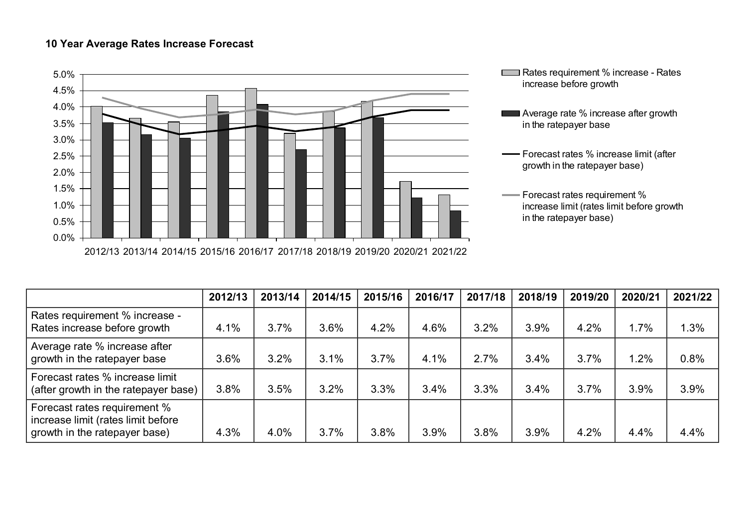### 10 Year Average Rates Increase Forecast

| | 2012/13 | 2013/14 | 2014/15 | 2015/16 | 2016/17 | 2017/18 | 2018/19 | 2019/20 | 2020/21 | 2021/22 |
|---|---|---|---|---|---|---|---|---|---|---|
| Rates requirement % increase - Rates increase before growth | 4.1% | 3.7% | 3.6% | 4.2% | 4.6% | 3.2% | 3.9% | 4.2% | 1.7% | 1.3% |
| Average rate % increase after growth in the ratepayer base | 3.6% | 3.2% | 3.1% | 3.7% | 4.1% | 2.7% | 3.4% | 3.7% | 1.2% | 0.8% |
| Forecast rates % increase limit (after growth in the ratepayer base) | 3.8% | 3.5% | 3.2% | 3.3% | 3.4% | 3.3% | 3.4% | 3.7% | 3.9% | 3.9% |
| Forecast rates requirement % increase limit (rates limit before growth in the ratepayer base) | 4.3% | 4.0% | 3.7% | 3.8% | 3.9% | 3.8% | 3.9% | 4.2% | 4.4% | 4.4% |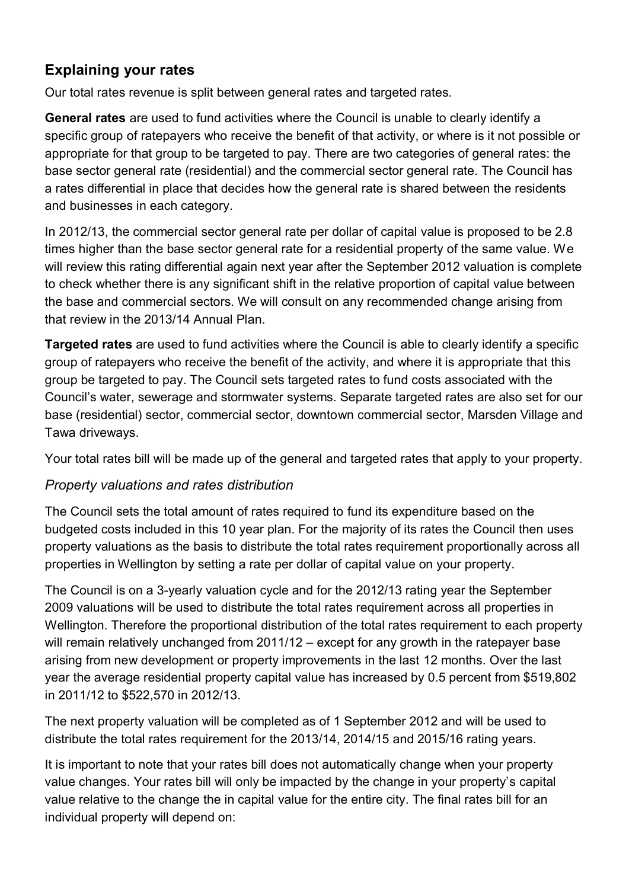## Explaining your rates

Our total rates revenue is split between general rates and targeted rates.

**General rates** are used to fund activities where the Council is unable to clearly identify a specific group of ratepayers who receive the benefit of that activity, or where is it not possible or appropriate for that group to be targeted to pay. There are two categories of general rates: the base sector general rate (residential) and the commercial sector general rate. The Council has a rates differential in place that decides how the general rate is shared between the residents and businesses in each category.

In 2012/13, the commercial sector general rate per dollar of capital value is proposed to be 2.8 times higher than the base sector general rate for a residential property of the same value. We will review this rating differential again next year after the September 2012 valuation is complete to check whether there is any significant shift in the relative proportion of capital value between the base and commercial sectors. We will consult on any recommended change arising from that review in the 2013/14 Annual Plan.

**Targeted rates** are used to fund activities where the Council is able to clearly identify a specific group of ratepayers who receive the benefit of the activity, and where it is appropriate that this group be targeted to pay. The Council sets targeted rates to fund costs associated with the Council's water, sewerage and stormwater systems. Separate targeted rates are also set for our base (residential) sector, commercial sector, downtown commercial sector, Marsden Village and Tawa driveways.

Your total rates bill will be made up of the general and targeted rates that apply to your property.

### *Property valuations and rates distribution*

The Council sets the total amount of rates required to fund its expenditure based on the budgeted costs included in this 10 year plan. For the majority of its rates the Council then uses property valuations as the basis to distribute the total rates requirement proportionally across all properties in Wellington by setting a rate per dollar of capital value on your property.

The Council is on a 3-yearly valuation cycle and for the 2012/13 rating year the September 2009 valuations will be used to distribute the total rates requirement across all properties in Wellington. Therefore the proportional distribution of the total rates requirement to each property will remain relatively unchanged from 2011/12 – except for any growth in the ratepayer base arising from new development or property improvements in the last 12 months. Over the last year the average residential property capital value has increased by 0.5 percent from $519,802 in 2011/12 to $522,570 in 2012/13.

The next property valuation will be completed as of 1 September 2012 and will be used to distribute the total rates requirement for the 2013/14, 2014/15 and 2015/16 rating years.

It is important to note that your rates bill does not automatically change when your property value changes. Your rates bill will only be impacted by the change in your property's capital value relative to the change the in capital value for the entire city. The final rates bill for an individual property will depend on: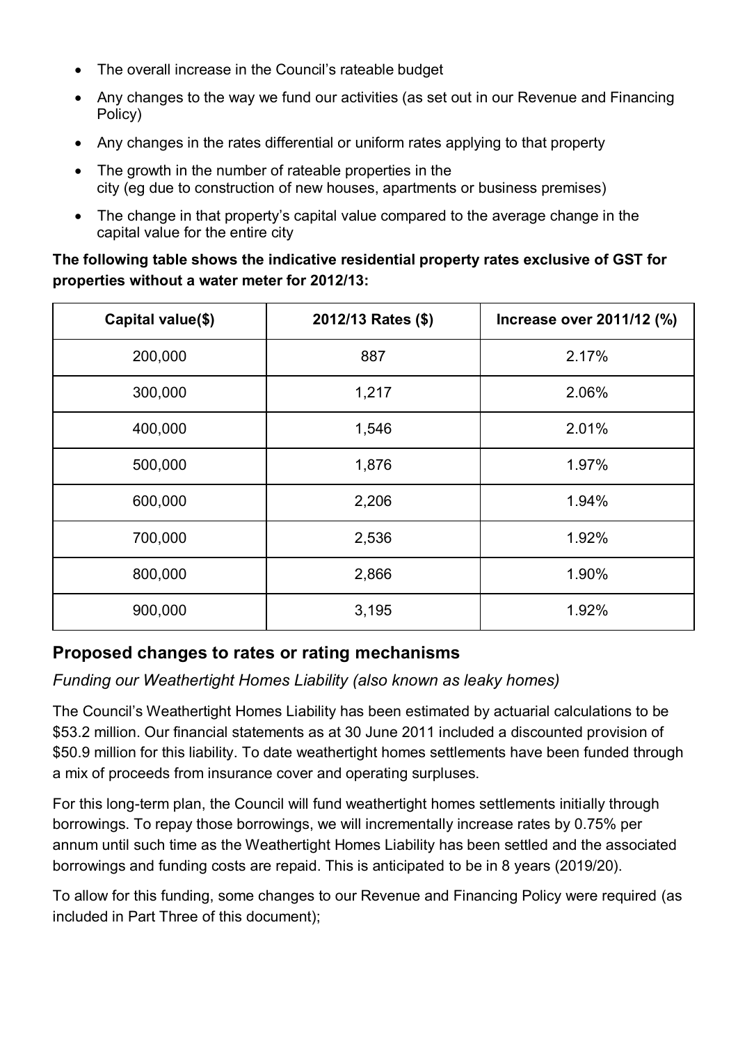- The overall increase in the Council's rateable budget
- Any changes to the way we fund our activities (as set out in our Revenue and Financing Policy)
- Any changes in the rates differential or uniform rates applying to that property
- The growth in the number of rateable properties in the city (eg due to construction of new houses, apartments or business premises)
- The change in that property's capital value compared to the average change in the capital value for the entire city

**The following table shows the indicative residential property rates exclusive of GST for properties without a water meter for 2012/13:**

| Capital value($) | 2012/13 Rates ($) | Increase over 2011/12 (%) |
|---|---|---|
| 200,000 | 887 | 2.17% |
| 300,000 | 1,217 | 2.06% |
| 400,000 | 1,546 | 2.01% |
| 500,000 | 1,876 | 1.97% |
| 600,000 | 2,206 | 1.94% |
| 700,000 | 2,536 | 1.92% |
| 800,000 | 2,866 | 1.90% |
| 900,000 | 3,195 | 1.92% |

## Proposed changes to rates or rating mechanisms

*Funding our Weathertight Homes Liability (also known as leaky homes)*

The Council's Weathertight Homes Liability has been estimated by actuarial calculations to be $53.2 million. Our financial statements as at 30 June 2011 included a discounted provision of $50.9 million for this liability. To date weathertight homes settlements have been funded through a mix of proceeds from insurance cover and operating surpluses.

For this long-term plan, the Council will fund weathertight homes settlements initially through borrowings. To repay those borrowings, we will incrementally increase rates by 0.75% per annum until such time as the Weathertight Homes Liability has been settled and the associated borrowings and funding costs are repaid. This is anticipated to be in 8 years (2019/20).

To allow for this funding, some changes to our Revenue and Financing Policy were required (as included in Part Three of this document);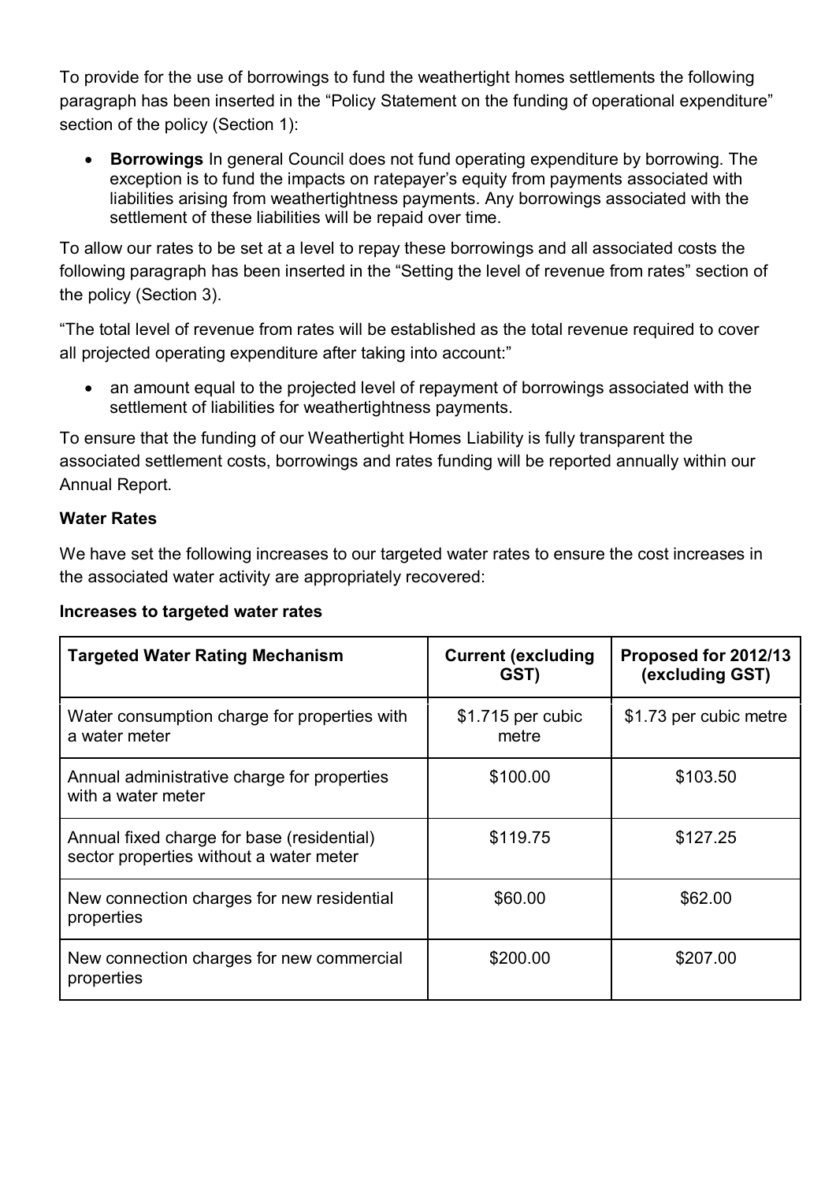To provide for the use of borrowings to fund the weathertight homes settlements the following paragraph has been inserted in the "Policy Statement on the funding of operational expenditure" section of the policy (Section 1):

- **Borrowings** In general Council does not fund operating expenditure by borrowing. The exception is to fund the impacts on ratepayer's equity from payments associated with liabilities arising from weathertightness payments. Any borrowings associated with the settlement of these liabilities will be repaid over time.

To allow our rates to be set at a level to repay these borrowings and all associated costs the following paragraph has been inserted in the "Setting the level of revenue from rates" section of the policy (Section 3).

"The total level of revenue from rates will be established as the total revenue required to cover all projected operating expenditure after taking into account:"

- an amount equal to the projected level of repayment of borrowings associated with the settlement of liabilities for weathertightness payments.

To ensure that the funding of our Weathertight Homes Liability is fully transparent the associated settlement costs, borrowings and rates funding will be reported annually within our Annual Report.

**Water Rates**

We have set the following increases to our targeted water rates to ensure the cost increases in the associated water activity are appropriately recovered:

**Increases to targeted water rates**

| Targeted Water Rating Mechanism | Current (excluding GST) | Proposed for 2012/13 (excluding GST) |
|---|---|---|
| Water consumption charge for properties with a water meter | $1.715 per cubic metre | $1.73 per cubic metre |
| Annual administrative charge for properties with a water meter | $100.00 | $103.50 |
| Annual fixed charge for base (residential) sector properties without a water meter | $119.75 | $127.25 |
| New connection charges for new residential properties | $60.00 | $62.00 |
| New connection charges for new commercial properties | $200.00 | $207.00 |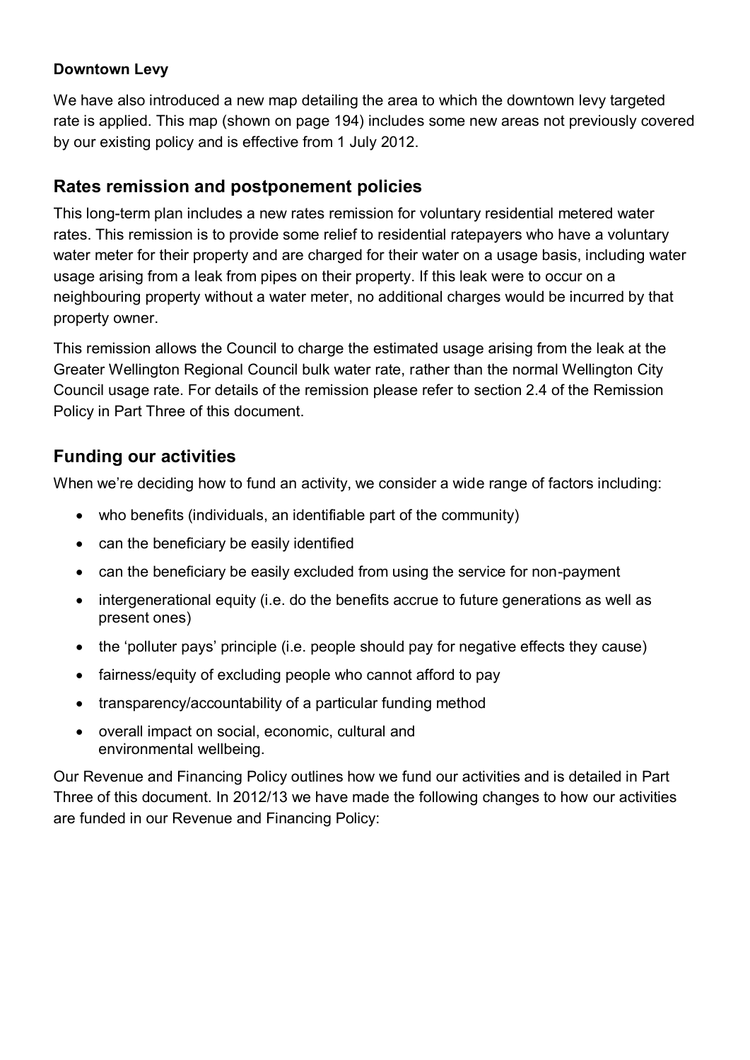**Downtown Levy**

We have also introduced a new map detailing the area to which the downtown levy targeted rate is applied. This map (shown on page 194) includes some new areas not previously covered by our existing policy and is effective from 1 July 2012.

## Rates remission and postponement policies

This long-term plan includes a new rates remission for voluntary residential metered water rates. This remission is to provide some relief to residential ratepayers who have a voluntary water meter for their property and are charged for their water on a usage basis, including water usage arising from a leak from pipes on their property. If this leak were to occur on a neighbouring property without a water meter, no additional charges would be incurred by that property owner.

This remission allows the Council to charge the estimated usage arising from the leak at the Greater Wellington Regional Council bulk water rate, rather than the normal Wellington City Council usage rate. For details of the remission please refer to section 2.4 of the Remission Policy in Part Three of this document.

## Funding our activities

When we're deciding how to fund an activity, we consider a wide range of factors including:

- who benefits (individuals, an identifiable part of the community)
- can the beneficiary be easily identified
- can the beneficiary be easily excluded from using the service for non-payment
- intergenerational equity (i.e. do the benefits accrue to future generations as well as present ones)
- the 'polluter pays' principle (i.e. people should pay for negative effects they cause)
- fairness/equity of excluding people who cannot afford to pay
- transparency/accountability of a particular funding method
- overall impact on social, economic, cultural and environmental wellbeing.

Our Revenue and Financing Policy outlines how we fund our activities and is detailed in Part Three of this document. In 2012/13 we have made the following changes to how our activities are funded in our Revenue and Financing Policy: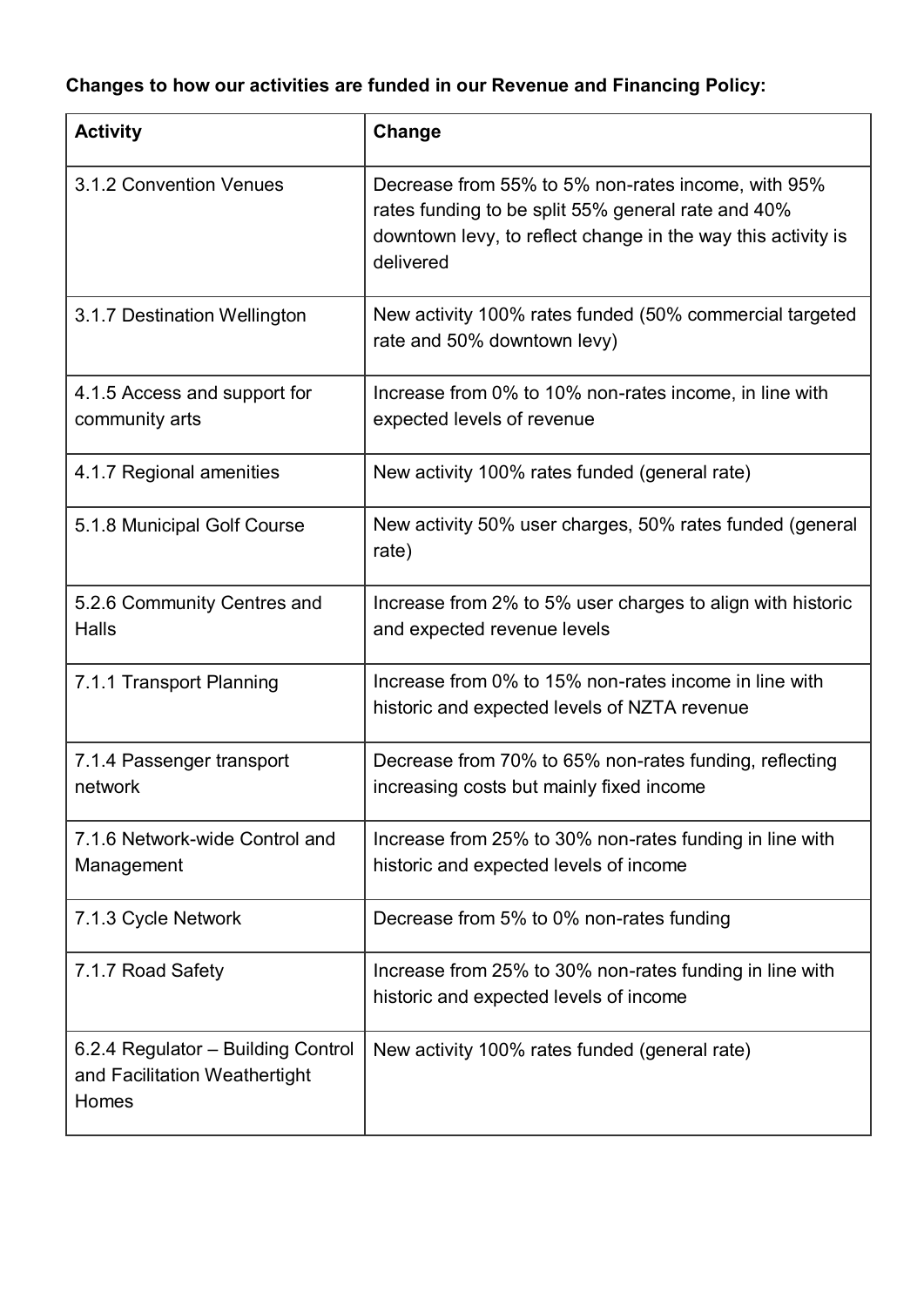**Changes to how our activities are funded in our Revenue and Financing Policy:**

| Activity | Change |
|---|---|
| 3.1.2 Convention Venues | Decrease from 55% to 5% non-rates income, with 95% rates funding to be split 55% general rate and 40% downtown levy, to reflect change in the way this activity is delivered |
| 3.1.7 Destination Wellington | New activity 100% rates funded (50% commercial targeted rate and 50% downtown levy) |
| 4.1.5 Access and support for community arts | Increase from 0% to 10% non-rates income, in line with expected levels of revenue |
| 4.1.7 Regional amenities | New activity 100% rates funded (general rate) |
| 5.1.8 Municipal Golf Course | New activity 50% user charges, 50% rates funded (general rate) |
| 5.2.6 Community Centres and Halls | Increase from 2% to 5% user charges to align with historic and expected revenue levels |
| 7.1.1 Transport Planning | Increase from 0% to 15% non-rates income in line with historic and expected levels of NZTA revenue |
| 7.1.4 Passenger transport network | Decrease from 70% to 65% non-rates funding, reflecting increasing costs but mainly fixed income |
| 7.1.6 Network-wide Control and Management | Increase from 25% to 30% non-rates funding in line with historic and expected levels of income |
| 7.1.3 Cycle Network | Decrease from 5% to 0% non-rates funding |
| 7.1.7 Road Safety | Increase from 25% to 30% non-rates funding in line with historic and expected levels of income |
| 6.2.4 Regulator – Building Control and Facilitation Weathertight Homes | New activity 100% rates funded (general rate) |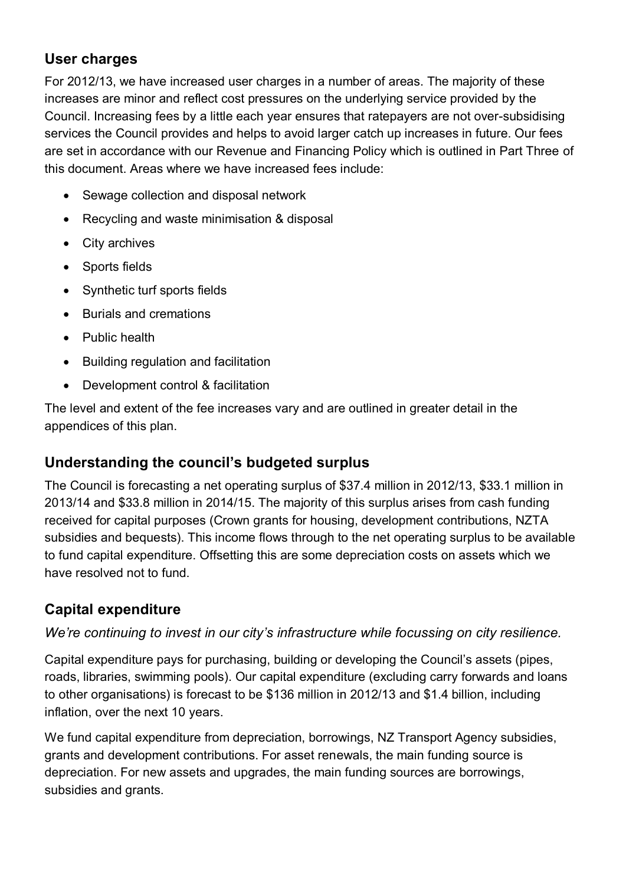## User charges

For 2012/13, we have increased user charges in a number of areas. The majority of these increases are minor and reflect cost pressures on the underlying service provided by the Council. Increasing fees by a little each year ensures that ratepayers are not over-subsidising services the Council provides and helps to avoid larger catch up increases in future. Our fees are set in accordance with our Revenue and Financing Policy which is outlined in Part Three of this document. Areas where we have increased fees include:

- Sewage collection and disposal network
- Recycling and waste minimisation & disposal
- City archives
- Sports fields
- Synthetic turf sports fields
- Burials and cremations
- Public health
- Building regulation and facilitation
- Development control & facilitation

The level and extent of the fee increases vary and are outlined in greater detail in the appendices of this plan.

## Understanding the council's budgeted surplus

The Council is forecasting a net operating surplus of $37.4 million in 2012/13, $33.1 million in 2013/14 and $33.8 million in 2014/15. The majority of this surplus arises from cash funding received for capital purposes (Crown grants for housing, development contributions, NZTA subsidies and bequests). This income flows through to the net operating surplus to be available to fund capital expenditure. Offsetting this are some depreciation costs on assets which we have resolved not to fund.

## Capital expenditure

*We're continuing to invest in our city's infrastructure while focussing on city resilience.*

Capital expenditure pays for purchasing, building or developing the Council's assets (pipes, roads, libraries, swimming pools). Our capital expenditure (excluding carry forwards and loans to other organisations) is forecast to be $136 million in 2012/13 and $1.4 billion, including inflation, over the next 10 years.

We fund capital expenditure from depreciation, borrowings, NZ Transport Agency subsidies, grants and development contributions. For asset renewals, the main funding source is depreciation. For new assets and upgrades, the main funding sources are borrowings, subsidies and grants.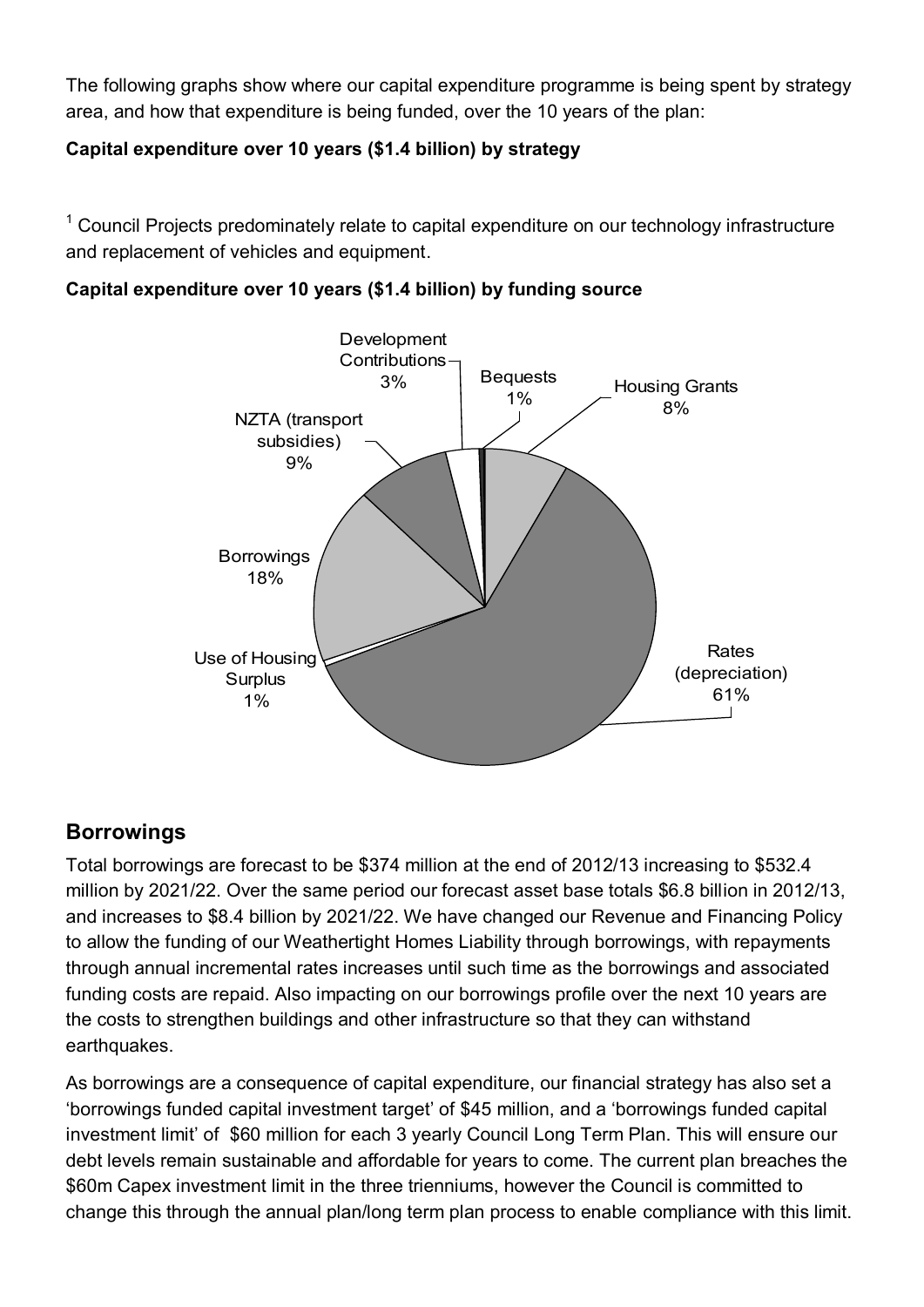The following graphs show where our capital expenditure programme is being spent by strategy area, and how that expenditure is being funded, over the 10 years of the plan:

**Capital expenditure over 10 years ($1.4 billion) by strategy**

[1] Council Projects predominately relate to capital expenditure on our technology infrastructure and replacement of vehicles and equipment.

**Capital expenditure over 10 years ($1.4 billion) by funding source**

Development Contributions 3%

Bequests 1%

Housing Grants 8%

NZTA (transport subsidies) 9%

Borrowings 18%

Use of Housing Surplus 1%

Rates (depreciation) 61%

## Borrowings

Total borrowings are forecast to be $374 million at the end of 2012/13 increasing to $532.4 million by 2021/22. Over the same period our forecast asset base totals $6.8 billion in 2012/13, and increases to $8.4 billion by 2021/22. We have changed our Revenue and Financing Policy to allow the funding of our Weathertight Homes Liability through borrowings, with repayments through annual incremental rates increases until such time as the borrowings and associated funding costs are repaid. Also impacting on our borrowings profile over the next 10 years are the costs to strengthen buildings and other infrastructure so that they can withstand earthquakes.

As borrowings are a consequence of capital expenditure, our financial strategy has also set a 'borrowings funded capital investment target' of $45 million, and a 'borrowings funded capital investment limit' of $60 million for each 3 yearly Council Long Term Plan. This will ensure our debt levels remain sustainable and affordable for years to come. The current plan breaches the $60m Capex investment limit in the three trienniums, however the Council is committed to change this through the annual plan/long term plan process to enable compliance with this limit.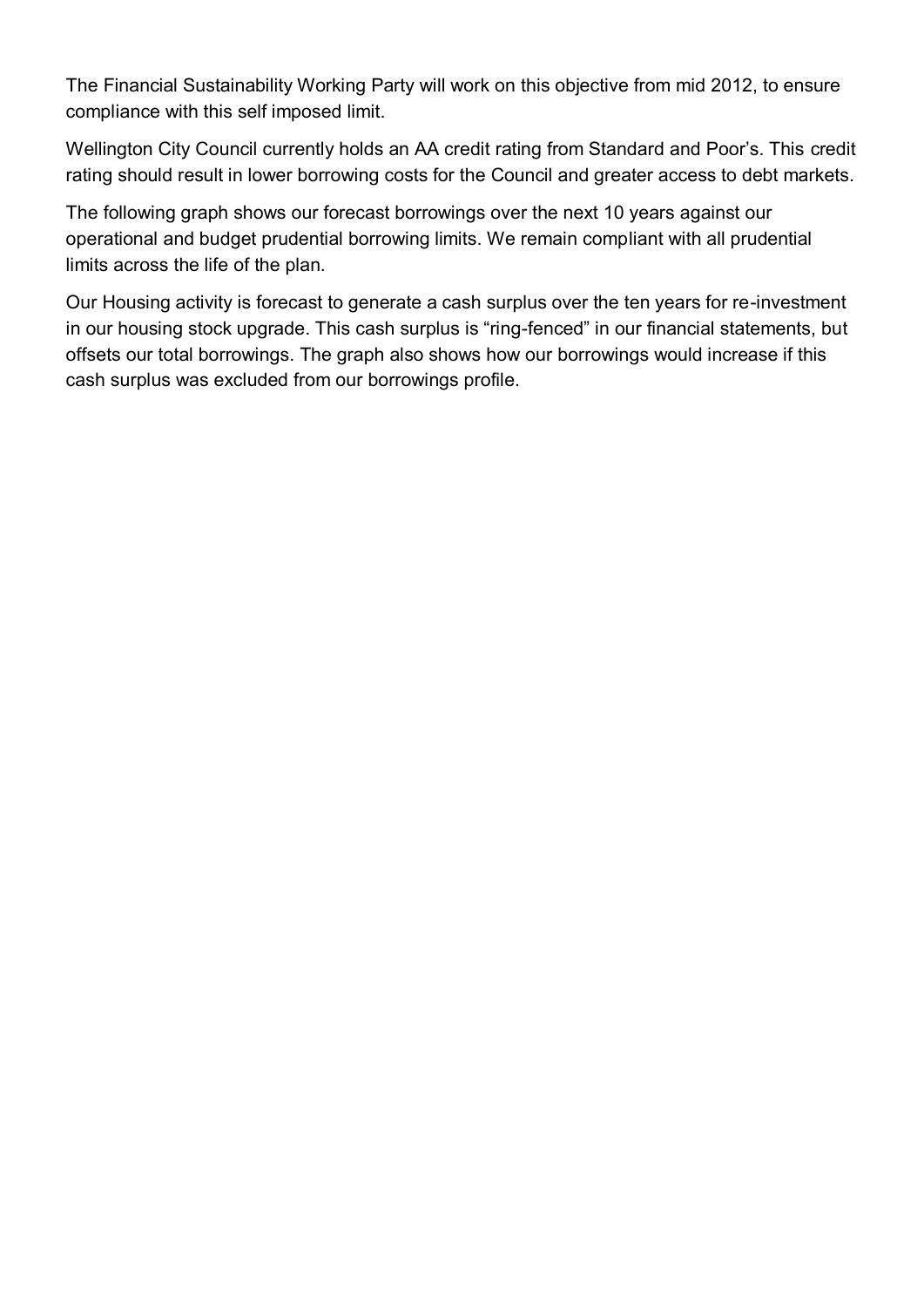The Financial Sustainability Working Party will work on this objective from mid 2012, to ensure compliance with this self imposed limit.

Wellington City Council currently holds an AA credit rating from Standard and Poor's. This credit rating should result in lower borrowing costs for the Council and greater access to debt markets.

The following graph shows our forecast borrowings over the next 10 years against our operational and budget prudential borrowing limits. We remain compliant with all prudential limits across the life of the plan.

Our Housing activity is forecast to generate a cash surplus over the ten years for re-investment in our housing stock upgrade. This cash surplus is "ring-fenced" in our financial statements, but offsets our total borrowings. The graph also shows how our borrowings would increase if this cash surplus was excluded from our borrowings profile.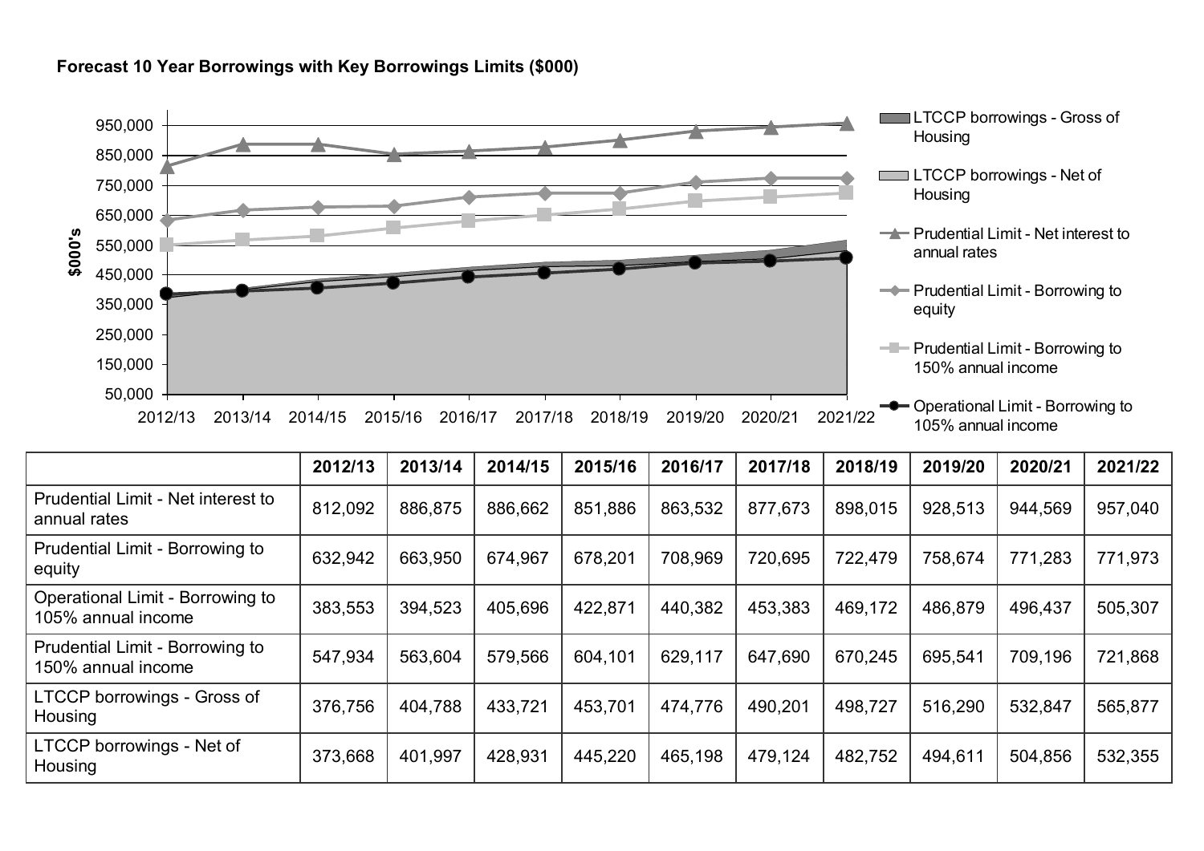**Forecast 10 Year Borrowings with Key Borrowings Limits ($000)**

| | 2012/13 | 2013/14 | 2014/15 | 2015/16 | 2016/17 | 2017/18 | 2018/19 | 2019/20 | 2020/21 | 2021/22 |
|---|---|---|---|---|---|---|---|---|---|---|
| Prudential Limit - Net interest to annual rates | 812,092 | 886,875 | 886,662 | 851,886 | 863,532 | 877,673 | 898,015 | 928,513 | 944,569 | 957,040 |
| Prudential Limit - Borrowing to equity | 632,942 | 663,950 | 674,967 | 678,201 | 708,969 | 720,695 | 722,479 | 758,674 | 771,283 | 771,973 |
| Operational Limit - Borrowing to 105% annual income | 383,553 | 394,523 | 405,696 | 422,871 | 440,382 | 453,383 | 469,172 | 486,879 | 496,437 | 505,307 |
| Prudential Limit - Borrowing to 150% annual income | 547,934 | 563,604 | 579,566 | 604,101 | 629,117 | 647,690 | 670,245 | 695,541 | 709,196 | 721,868 |
| LTCCP borrowings - Gross of Housing | 376,756 | 404,788 | 433,721 | 453,701 | 474,776 | 490,201 | 498,727 | 516,290 | 532,847 | 565,877 |
| LTCCP borrowings - Net of Housing | 373,668 | 401,997 | 428,931 | 445,220 | 465,198 | 479,124 | 482,752 | 494,611 | 504,856 | 532,355 |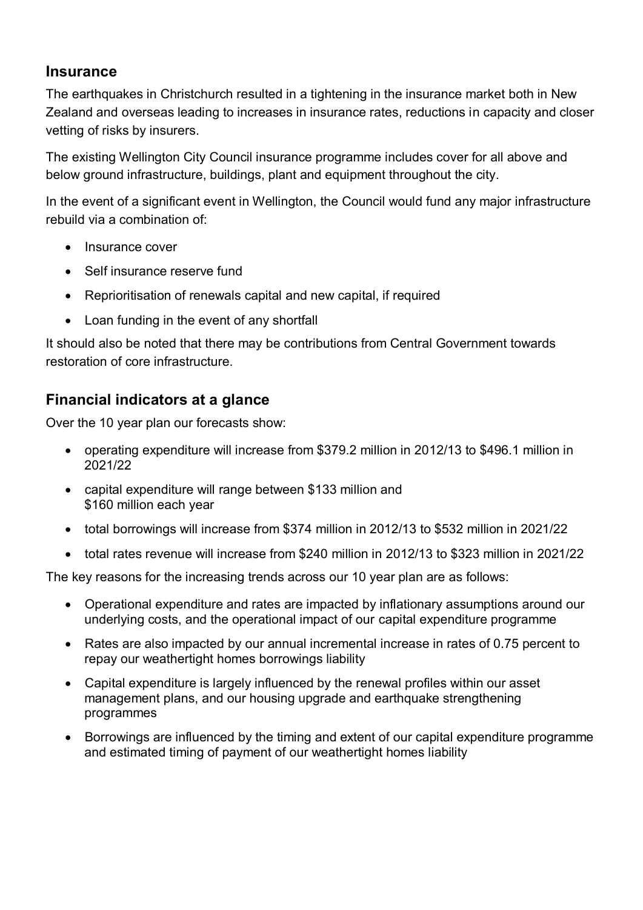## Insurance

The earthquakes in Christchurch resulted in a tightening in the insurance market both in New Zealand and overseas leading to increases in insurance rates, reductions in capacity and closer vetting of risks by insurers.

The existing Wellington City Council insurance programme includes cover for all above and below ground infrastructure, buildings, plant and equipment throughout the city.

In the event of a significant event in Wellington, the Council would fund any major infrastructure rebuild via a combination of:

- Insurance cover
- Self insurance reserve fund
- Reprioritisation of renewals capital and new capital, if required
- Loan funding in the event of any shortfall

It should also be noted that there may be contributions from Central Government towards restoration of core infrastructure.

## Financial indicators at a glance

Over the 10 year plan our forecasts show:

- operating expenditure will increase from $379.2 million in 2012/13 to $496.1 million in 2021/22
- capital expenditure will range between $133 million and $160 million each year
- total borrowings will increase from $374 million in 2012/13 to $532 million in 2021/22
- total rates revenue will increase from $240 million in 2012/13 to $323 million in 2021/22

The key reasons for the increasing trends across our 10 year plan are as follows:

- Operational expenditure and rates are impacted by inflationary assumptions around our underlying costs, and the operational impact of our capital expenditure programme
- Rates are also impacted by our annual incremental increase in rates of 0.75 percent to repay our weathertight homes borrowings liability
- Capital expenditure is largely influenced by the renewal profiles within our asset management plans, and our housing upgrade and earthquake strengthening programmes
- Borrowings are influenced by the timing and extent of our capital expenditure programme and estimated timing of payment of our weathertight homes liability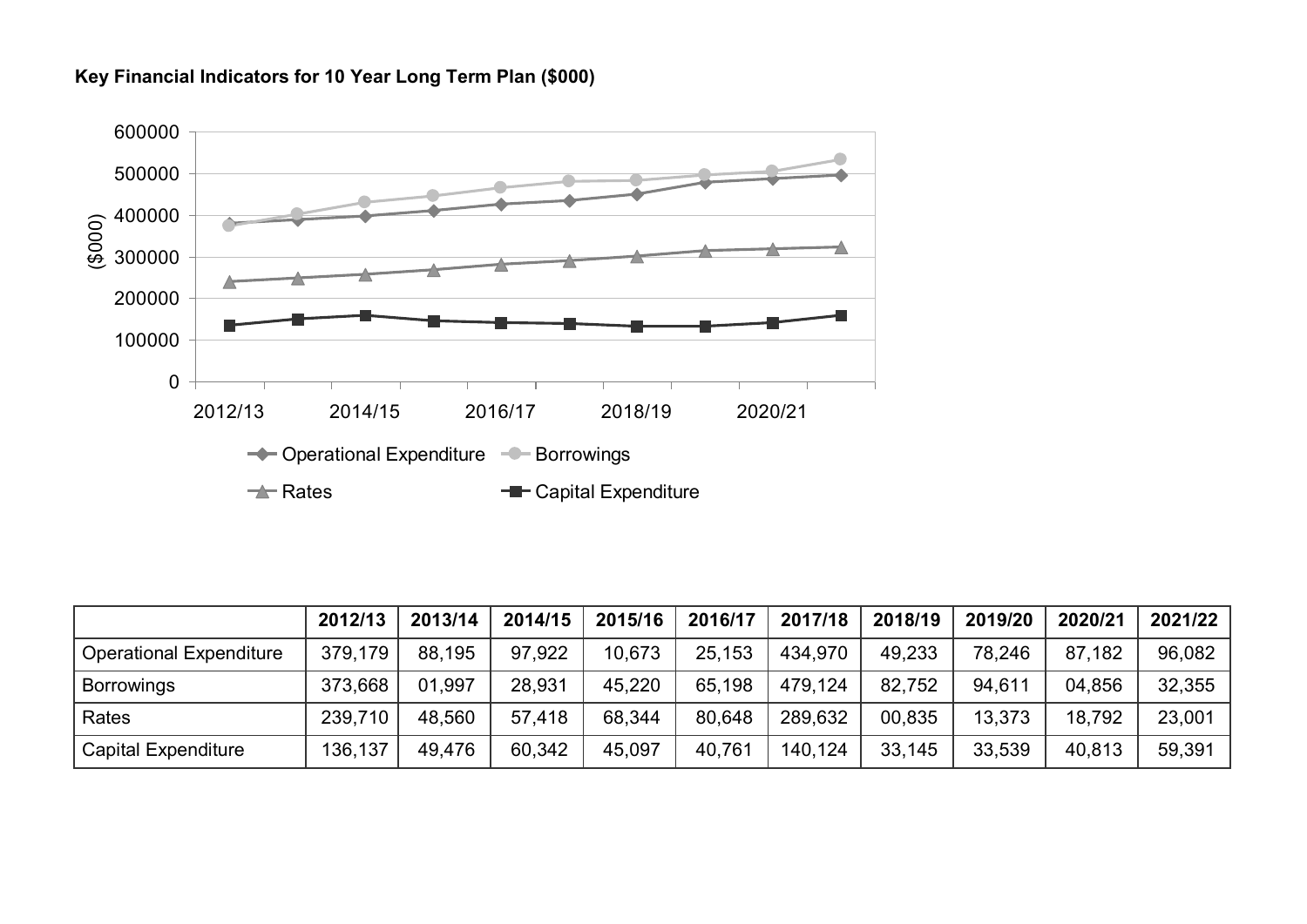**Key Financial Indicators for 10 Year Long Term Plan ($000)**

600000
500000
400000
300000
200000
100000
0

($000)

2012/13
2014/15
2016/17
2018/19
2020/21

Operational Expenditure
Borrowings
Rates
Capital Expenditure

| | 2012/13 | 2013/14 | 2014/15 | 2015/16 | 2016/17 | 2017/18 | 2018/19 | 2019/20 | 2020/21 | 2021/22 |
|---|---|---|---|---|---|---|---|---|---|---|
| Operational Expenditure | 379,179 | 88,195 | 97,922 | 10,673 | 25,153 | 434,970 | 49,233 | 78,246 | 87,182 | 96,082 |
| Borrowings | 373,668 | 01,997 | 28,931 | 45,220 | 65,198 | 479,124 | 82,752 | 94,611 | 04,856 | 32,355 |
| Rates | 239,710 | 48,560 | 57,418 | 68,344 | 80,648 | 289,632 | 00,835 | 13,373 | 18,792 | 23,001 |
| Capital Expenditure | 136,137 | 49,476 | 60,342 | 45,097 | 40,761 | 140,124 | 33,145 | 33,539 | 40,813 | 59,391 |